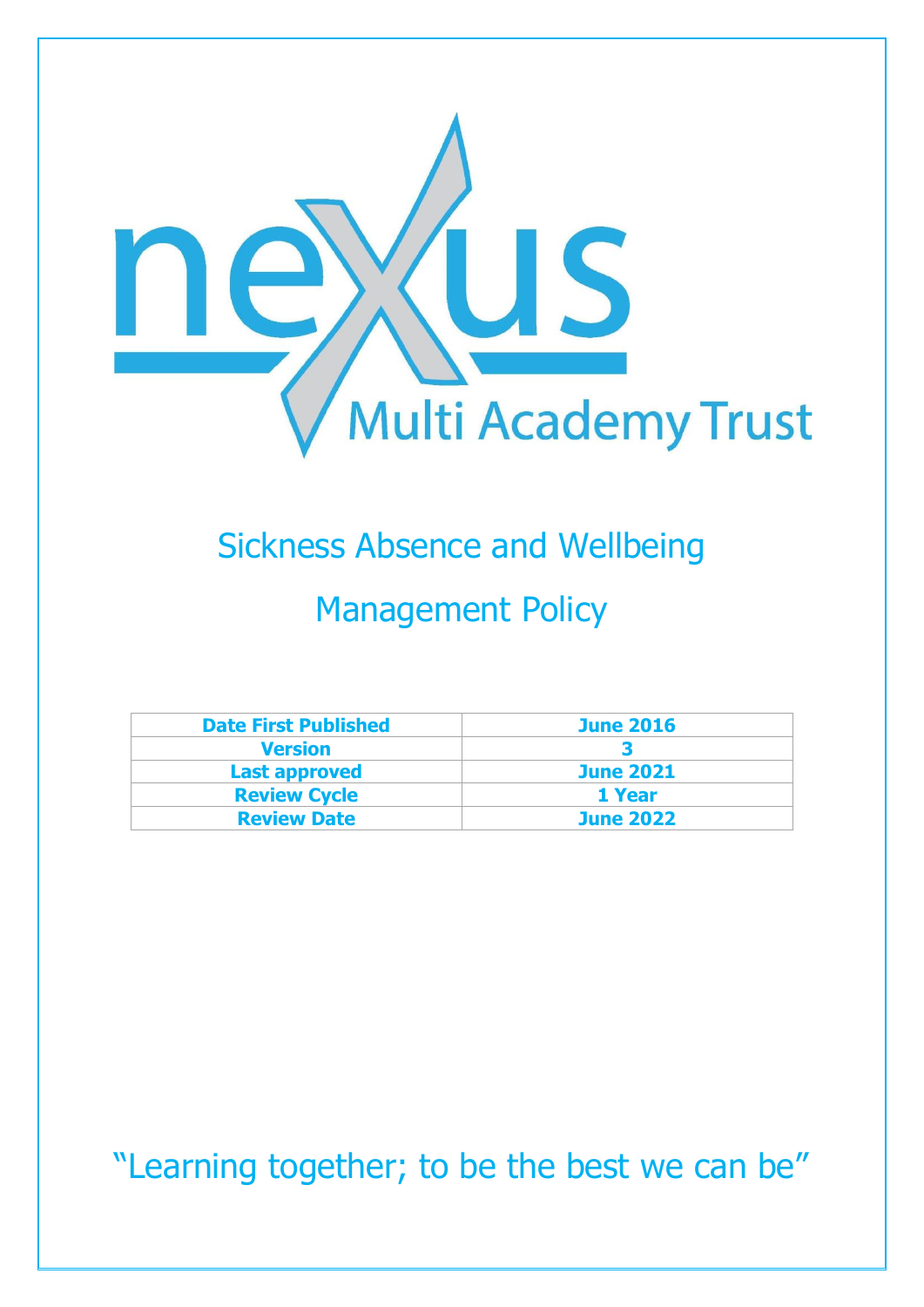nexus

Multi Academy Trust

# Sickness Absence and Wellbeing Management Policy

| Date First Published | June 2016 |
|---|---|
| Version | 3 |
| Last approved | June 2021 |
| Review Cycle | 1 Year |
| Review Date | June 2022 |

"Learning together; to be the best we can be"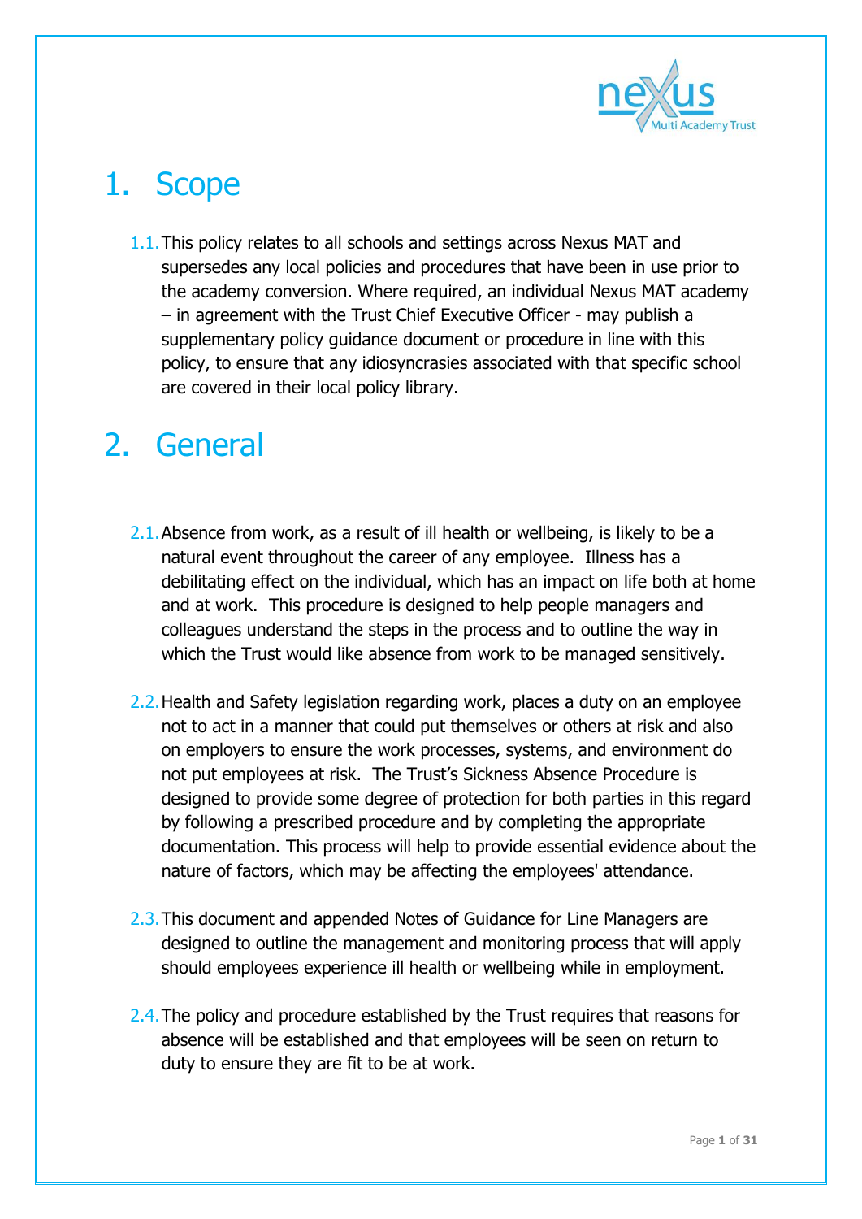# 1. Scope

1.1. This policy relates to all schools and settings across Nexus MAT and supersedes any local policies and procedures that have been in use prior to the academy conversion. Where required, an individual Nexus MAT academy – in agreement with the Trust Chief Executive Officer - may publish a supplementary policy guidance document or procedure in line with this policy, to ensure that any idiosyncrasies associated with that specific school are covered in their local policy library.

# 2. General

2.1. Absence from work, as a result of ill health or wellbeing, is likely to be a natural event throughout the career of any employee. Illness has a debilitating effect on the individual, which has an impact on life both at home and at work. This procedure is designed to help people managers and colleagues understand the steps in the process and to outline the way in which the Trust would like absence from work to be managed sensitively.

2.2. Health and Safety legislation regarding work, places a duty on an employee not to act in a manner that could put themselves or others at risk and also on employers to ensure the work processes, systems, and environment do not put employees at risk. The Trust's Sickness Absence Procedure is designed to provide some degree of protection for both parties in this regard by following a prescribed procedure and by completing the appropriate documentation. This process will help to provide essential evidence about the nature of factors, which may be affecting the employees' attendance.

2.3. This document and appended Notes of Guidance for Line Managers are designed to outline the management and monitoring process that will apply should employees experience ill health or wellbeing while in employment.

2.4. The policy and procedure established by the Trust requires that reasons for absence will be established and that employees will be seen on return to duty to ensure they are fit to be at work.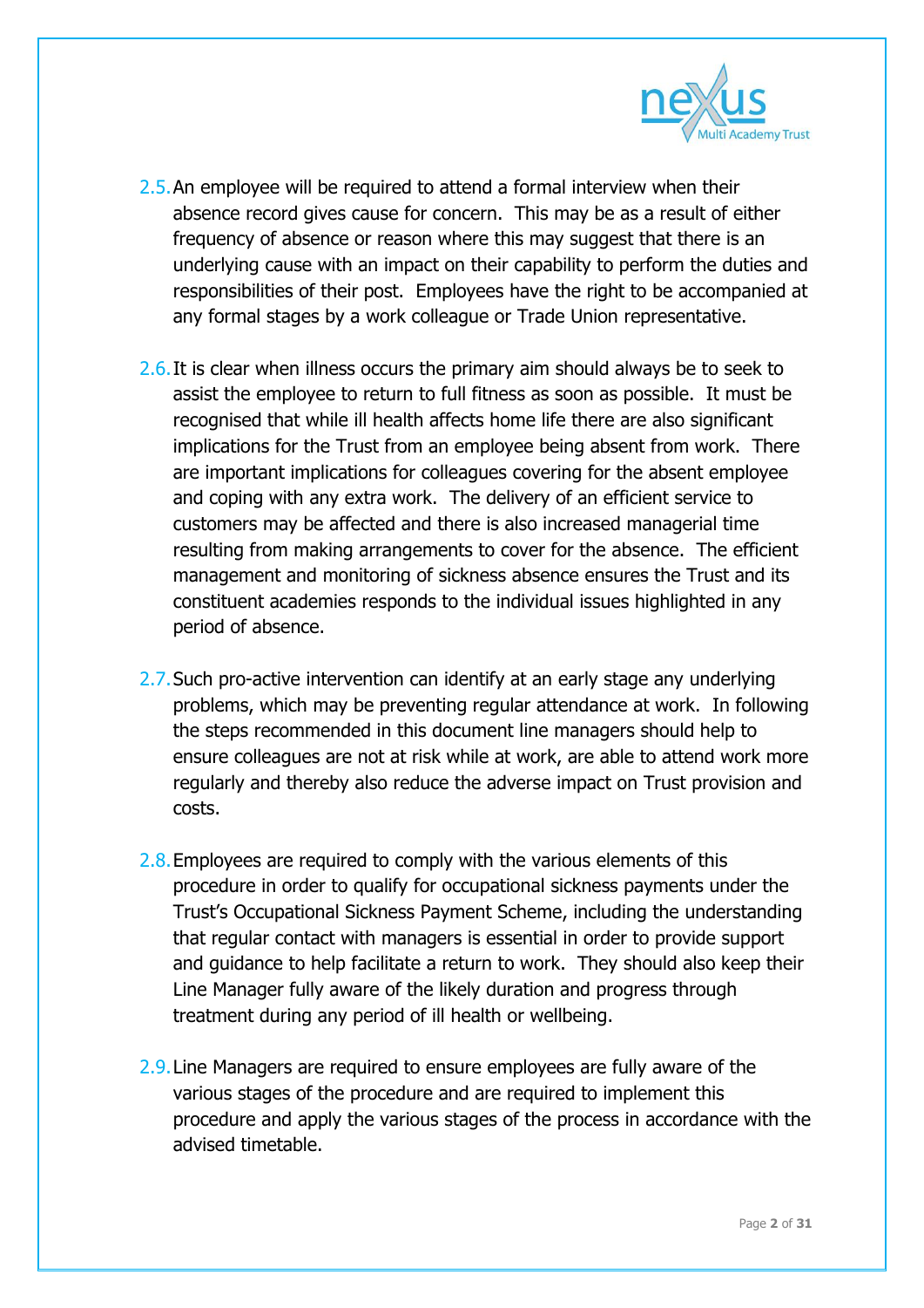2.5. An employee will be required to attend a formal interview when their absence record gives cause for concern. This may be as a result of either frequency of absence or reason where this may suggest that there is an underlying cause with an impact on their capability to perform the duties and responsibilities of their post. Employees have the right to be accompanied at any formal stages by a work colleague or Trade Union representative.

2.6. It is clear when illness occurs the primary aim should always be to seek to assist the employee to return to full fitness as soon as possible. It must be recognised that while ill health affects home life there are also significant implications for the Trust from an employee being absent from work. There are important implications for colleagues covering for the absent employee and coping with any extra work. The delivery of an efficient service to customers may be affected and there is also increased managerial time resulting from making arrangements to cover for the absence. The efficient management and monitoring of sickness absence ensures the Trust and its constituent academies responds to the individual issues highlighted in any period of absence.

2.7. Such pro-active intervention can identify at an early stage any underlying problems, which may be preventing regular attendance at work. In following the steps recommended in this document line managers should help to ensure colleagues are not at risk while at work, are able to attend work more regularly and thereby also reduce the adverse impact on Trust provision and costs.

2.8. Employees are required to comply with the various elements of this procedure in order to qualify for occupational sickness payments under the Trust's Occupational Sickness Payment Scheme, including the understanding that regular contact with managers is essential in order to provide support and guidance to help facilitate a return to work. They should also keep their Line Manager fully aware of the likely duration and progress through treatment during any period of ill health or wellbeing.

2.9. Line Managers are required to ensure employees are fully aware of the various stages of the procedure and are required to implement this procedure and apply the various stages of the process in accordance with the advised timetable.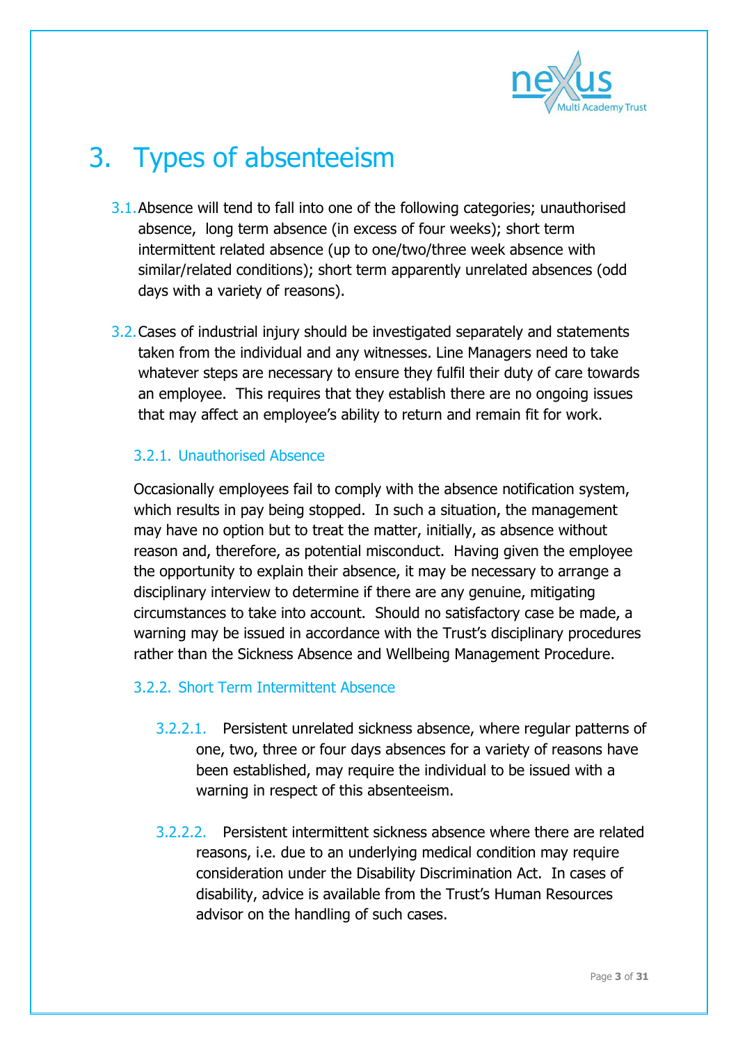# 3. Types of absenteeism

3.1. Absence will tend to fall into one of the following categories; unauthorised absence, long term absence (in excess of four weeks); short term intermittent related absence (up to one/two/three week absence with similar/related conditions); short term apparently unrelated absences (odd days with a variety of reasons).

3.2. Cases of industrial injury should be investigated separately and statements taken from the individual and any witnesses. Line Managers need to take whatever steps are necessary to ensure they fulfil their duty of care towards an employee. This requires that they establish there are no ongoing issues that may affect an employee's ability to return and remain fit for work.

### 3.2.1. Unauthorised Absence

Occasionally employees fail to comply with the absence notification system, which results in pay being stopped. In such a situation, the management may have no option but to treat the matter, initially, as absence without reason and, therefore, as potential misconduct. Having given the employee the opportunity to explain their absence, it may be necessary to arrange a disciplinary interview to determine if there are any genuine, mitigating circumstances to take into account. Should no satisfactory case be made, a warning may be issued in accordance with the Trust's disciplinary procedures rather than the Sickness Absence and Wellbeing Management Procedure.

### 3.2.2. Short Term Intermittent Absence

3.2.2.1. Persistent unrelated sickness absence, where regular patterns of one, two, three or four days absences for a variety of reasons have been established, may require the individual to be issued with a warning in respect of this absenteeism.

3.2.2.2. Persistent intermittent sickness absence where there are related reasons, i.e. due to an underlying medical condition may require consideration under the Disability Discrimination Act. In cases of disability, advice is available from the Trust's Human Resources advisor on the handling of such cases.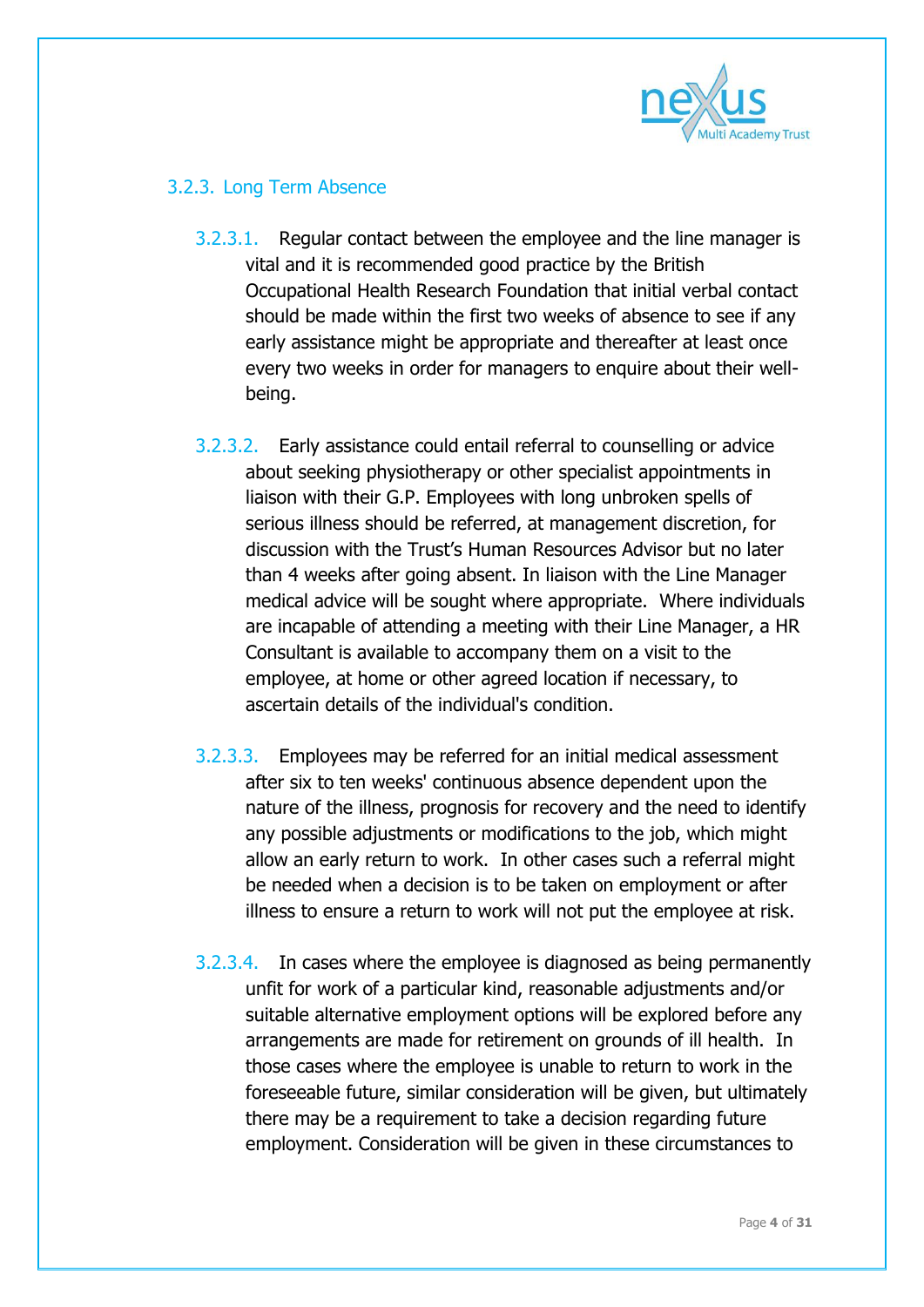### 3.2.3. Long Term Absence

3.2.3.1. Regular contact between the employee and the line manager is vital and it is recommended good practice by the British Occupational Health Research Foundation that initial verbal contact should be made within the first two weeks of absence to see if any early assistance might be appropriate and thereafter at least once every two weeks in order for managers to enquire about their well-being.

3.2.3.2. Early assistance could entail referral to counselling or advice about seeking physiotherapy or other specialist appointments in liaison with their G.P. Employees with long unbroken spells of serious illness should be referred, at management discretion, for discussion with the Trust's Human Resources Advisor but no later than 4 weeks after going absent. In liaison with the Line Manager medical advice will be sought where appropriate. Where individuals are incapable of attending a meeting with their Line Manager, a HR Consultant is available to accompany them on a visit to the employee, at home or other agreed location if necessary, to ascertain details of the individual's condition.

3.2.3.3. Employees may be referred for an initial medical assessment after six to ten weeks' continuous absence dependent upon the nature of the illness, prognosis for recovery and the need to identify any possible adjustments or modifications to the job, which might allow an early return to work. In other cases such a referral might be needed when a decision is to be taken on employment or after illness to ensure a return to work will not put the employee at risk.

3.2.3.4. In cases where the employee is diagnosed as being permanently unfit for work of a particular kind, reasonable adjustments and/or suitable alternative employment options will be explored before any arrangements are made for retirement on grounds of ill health. In those cases where the employee is unable to return to work in the foreseeable future, similar consideration will be given, but ultimately there may be a requirement to take a decision regarding future employment. Consideration will be given in these circumstances to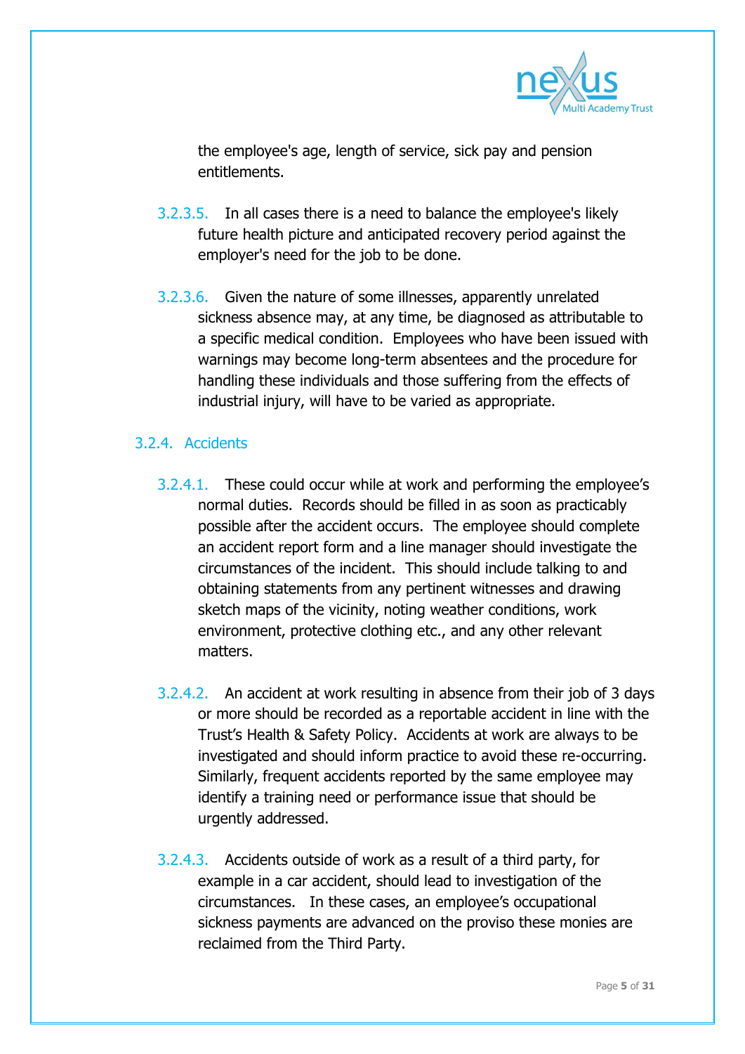the employee's age, length of service, sick pay and pension entitlements.

3.2.3.5. In all cases there is a need to balance the employee's likely future health picture and anticipated recovery period against the employer's need for the job to be done.

3.2.3.6. Given the nature of some illnesses, apparently unrelated sickness absence may, at any time, be diagnosed as attributable to a specific medical condition. Employees who have been issued with warnings may become long-term absentees and the procedure for handling these individuals and those suffering from the effects of industrial injury, will have to be varied as appropriate.

### 3.2.4. Accidents

3.2.4.1. These could occur while at work and performing the employee's normal duties. Records should be filled in as soon as practicably possible after the accident occurs. The employee should complete an accident report form and a line manager should investigate the circumstances of the incident. This should include talking to and obtaining statements from any pertinent witnesses and drawing sketch maps of the vicinity, noting weather conditions, work environment, protective clothing etc., and any other relevant matters.

3.2.4.2. An accident at work resulting in absence from their job of 3 days or more should be recorded as a reportable accident in line with the Trust's Health & Safety Policy. Accidents at work are always to be investigated and should inform practice to avoid these re-occurring. Similarly, frequent accidents reported by the same employee may identify a training need or performance issue that should be urgently addressed.

3.2.4.3. Accidents outside of work as a result of a third party, for example in a car accident, should lead to investigation of the circumstances. In these cases, an employee's occupational sickness payments are advanced on the proviso these monies are reclaimed from the Third Party.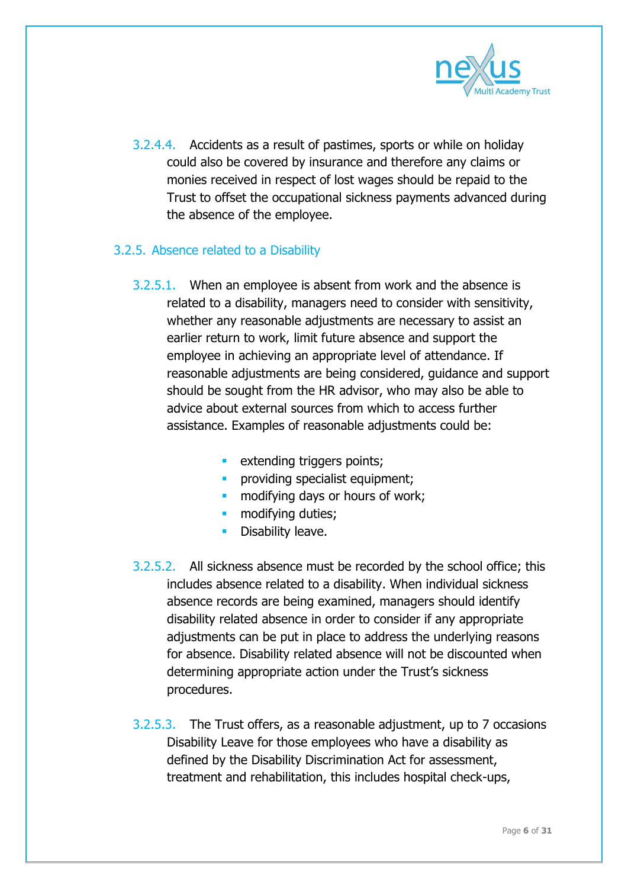3.2.4.4. Accidents as a result of pastimes, sports or while on holiday could also be covered by insurance and therefore any claims or monies received in respect of lost wages should be repaid to the Trust to offset the occupational sickness payments advanced during the absence of the employee.

### 3.2.5. Absence related to a Disability

3.2.5.1. When an employee is absent from work and the absence is related to a disability, managers need to consider with sensitivity, whether any reasonable adjustments are necessary to assist an earlier return to work, limit future absence and support the employee in achieving an appropriate level of attendance. If reasonable adjustments are being considered, guidance and support should be sought from the HR advisor, who may also be able to advice about external sources from which to access further assistance. Examples of reasonable adjustments could be:

- extending triggers points;
- providing specialist equipment;
- modifying days or hours of work;
- modifying duties;
- Disability leave.

3.2.5.2. All sickness absence must be recorded by the school office; this includes absence related to a disability. When individual sickness absence records are being examined, managers should identify disability related absence in order to consider if any appropriate adjustments can be put in place to address the underlying reasons for absence. Disability related absence will not be discounted when determining appropriate action under the Trust's sickness procedures.

3.2.5.3. The Trust offers, as a reasonable adjustment, up to 7 occasions Disability Leave for those employees who have a disability as defined by the Disability Discrimination Act for assessment, treatment and rehabilitation, this includes hospital check-ups,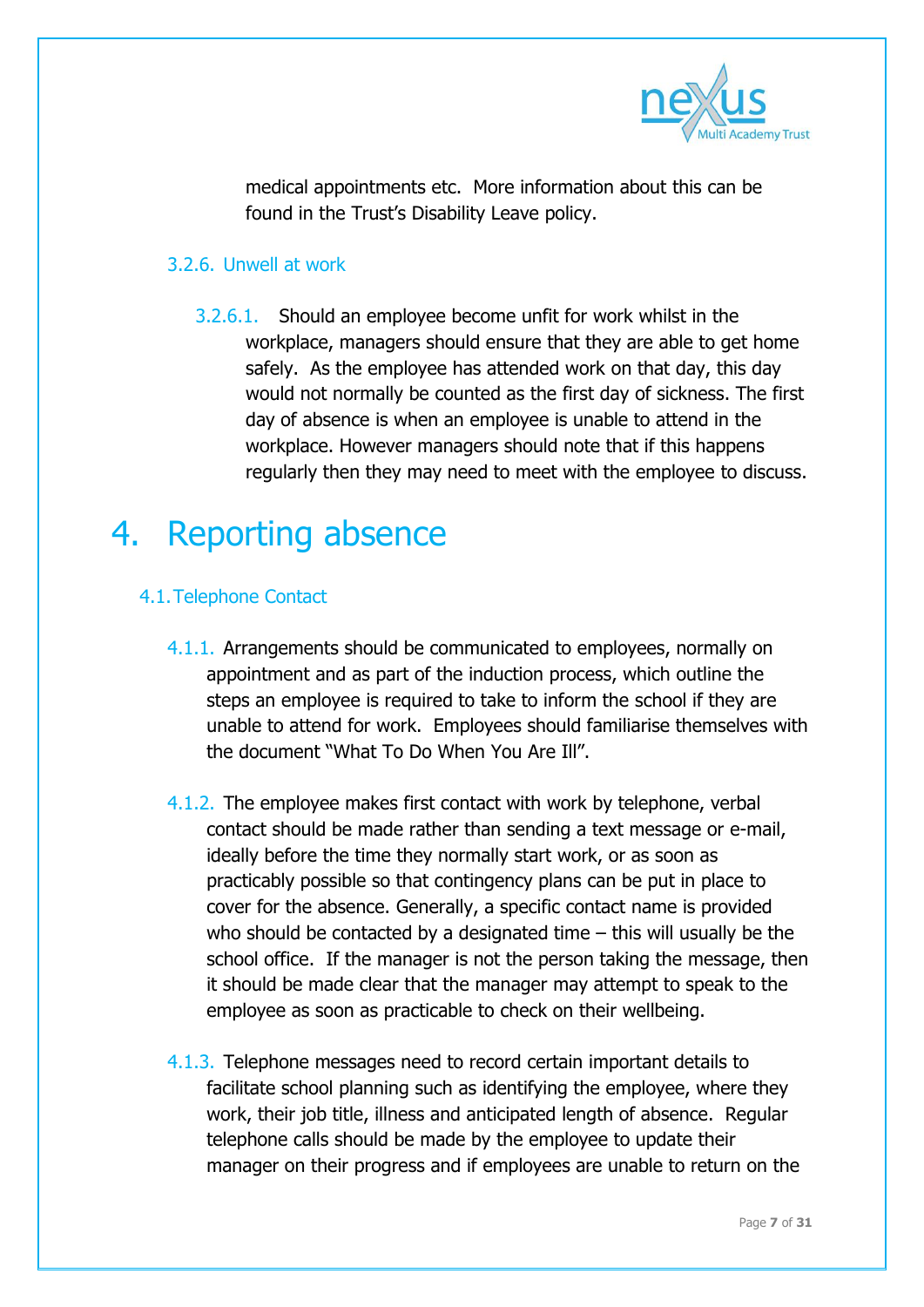medical appointments etc. More information about this can be found in the Trust's Disability Leave policy.

#### 3.2.6. Unwell at work

3.2.6.1. Should an employee become unfit for work whilst in the workplace, managers should ensure that they are able to get home safely. As the employee has attended work on that day, this day would not normally be counted as the first day of sickness. The first day of absence is when an employee is unable to attend in the workplace. However managers should note that if this happens regularly then they may need to meet with the employee to discuss.

# 4. Reporting absence

## 4.1. Telephone Contact

4.1.1. Arrangements should be communicated to employees, normally on appointment and as part of the induction process, which outline the steps an employee is required to take to inform the school if they are unable to attend for work. Employees should familiarise themselves with the document "What To Do When You Are Ill".

4.1.2. The employee makes first contact with work by telephone, verbal contact should be made rather than sending a text message or e-mail, ideally before the time they normally start work, or as soon as practicably possible so that contingency plans can be put in place to cover for the absence. Generally, a specific contact name is provided who should be contacted by a designated time – this will usually be the school office. If the manager is not the person taking the message, then it should be made clear that the manager may attempt to speak to the employee as soon as practicable to check on their wellbeing.

4.1.3. Telephone messages need to record certain important details to facilitate school planning such as identifying the employee, where they work, their job title, illness and anticipated length of absence. Regular telephone calls should be made by the employee to update their manager on their progress and if employees are unable to return on the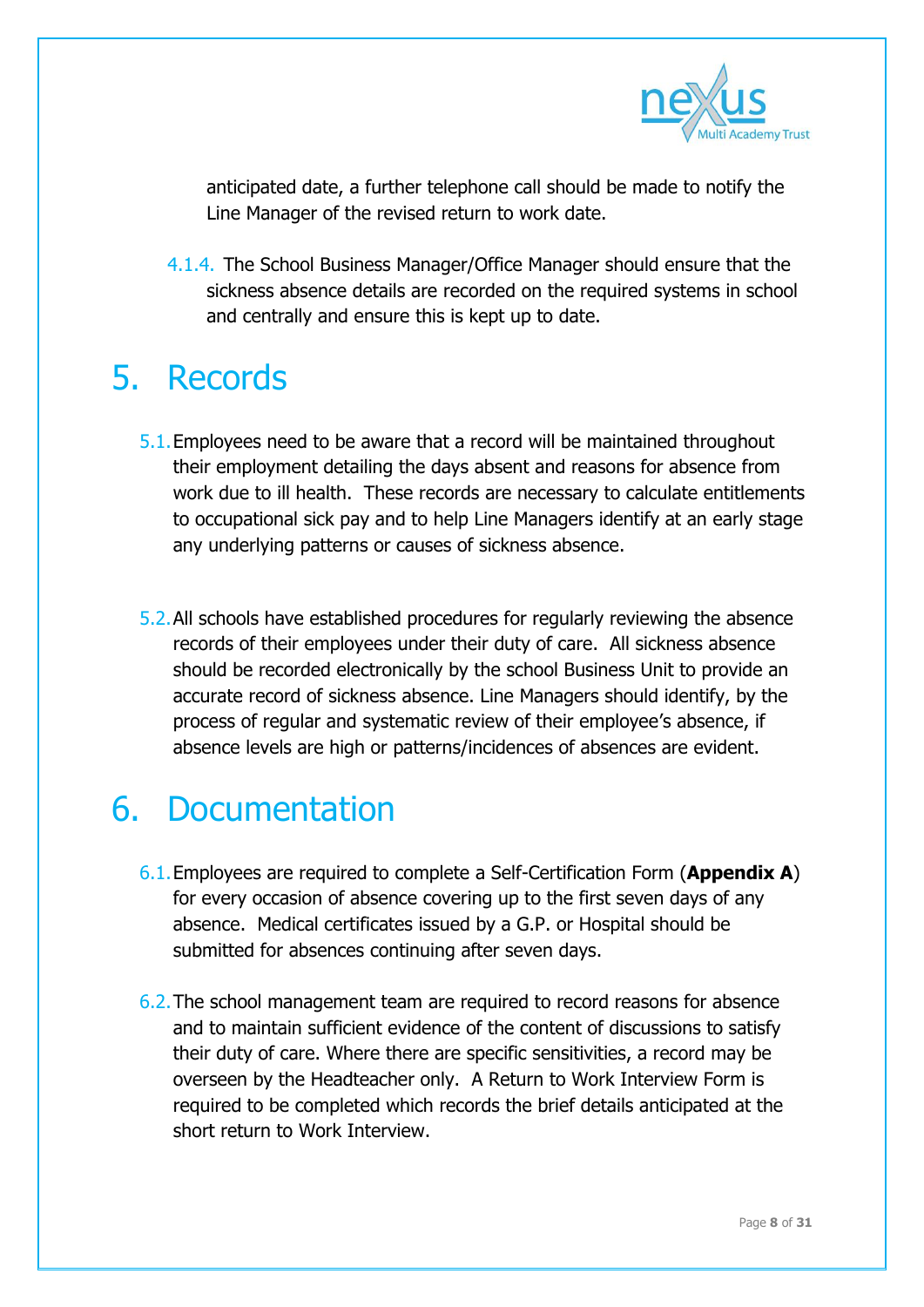anticipated date, a further telephone call should be made to notify the Line Manager of the revised return to work date.

4.1.4. The School Business Manager/Office Manager should ensure that the sickness absence details are recorded on the required systems in school and centrally and ensure this is kept up to date.

# 5. Records

5.1. Employees need to be aware that a record will be maintained throughout their employment detailing the days absent and reasons for absence from work due to ill health. These records are necessary to calculate entitlements to occupational sick pay and to help Line Managers identify at an early stage any underlying patterns or causes of sickness absence.

5.2. All schools have established procedures for regularly reviewing the absence records of their employees under their duty of care. All sickness absence should be recorded electronically by the school Business Unit to provide an accurate record of sickness absence. Line Managers should identify, by the process of regular and systematic review of their employee's absence, if absence levels are high or patterns/incidences of absences are evident.

# 6. Documentation

6.1. Employees are required to complete a Self-Certification Form (**Appendix A**) for every occasion of absence covering up to the first seven days of any absence. Medical certificates issued by a G.P. or Hospital should be submitted for absences continuing after seven days.

6.2. The school management team are required to record reasons for absence and to maintain sufficient evidence of the content of discussions to satisfy their duty of care. Where there are specific sensitivities, a record may be overseen by the Headteacher only. A Return to Work Interview Form is required to be completed which records the brief details anticipated at the short return to Work Interview.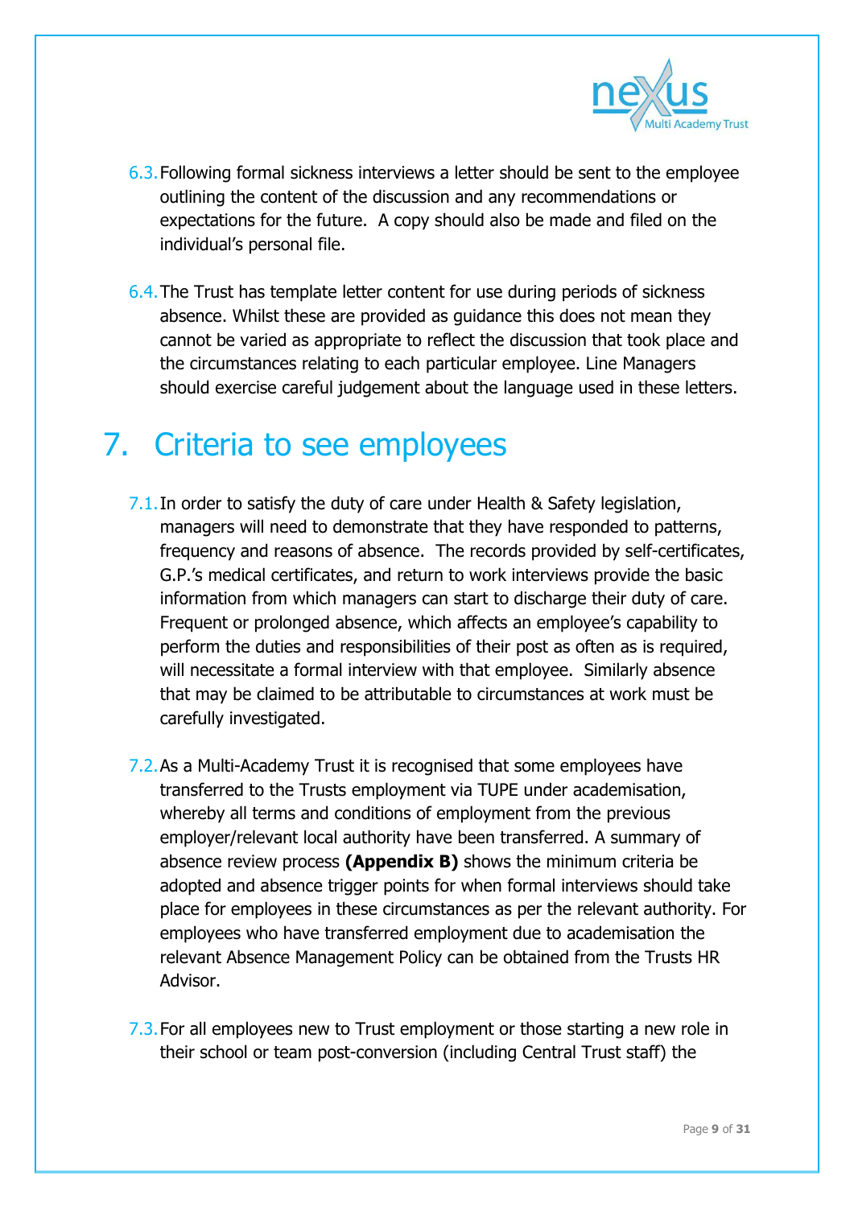6.3. Following formal sickness interviews a letter should be sent to the employee outlining the content of the discussion and any recommendations or expectations for the future. A copy should also be made and filed on the individual's personal file.

6.4. The Trust has template letter content for use during periods of sickness absence. Whilst these are provided as guidance this does not mean they cannot be varied as appropriate to reflect the discussion that took place and the circumstances relating to each particular employee. Line Managers should exercise careful judgement about the language used in these letters.

# 7. Criteria to see employees

7.1. In order to satisfy the duty of care under Health & Safety legislation, managers will need to demonstrate that they have responded to patterns, frequency and reasons of absence. The records provided by self-certificates, G.P.'s medical certificates, and return to work interviews provide the basic information from which managers can start to discharge their duty of care. Frequent or prolonged absence, which affects an employee's capability to perform the duties and responsibilities of their post as often as is required, will necessitate a formal interview with that employee. Similarly absence that may be claimed to be attributable to circumstances at work must be carefully investigated.

7.2. As a Multi-Academy Trust it is recognised that some employees have transferred to the Trusts employment via TUPE under academisation, whereby all terms and conditions of employment from the previous employer/relevant local authority have been transferred. A summary of absence review process **(Appendix B)** shows the minimum criteria be adopted and absence trigger points for when formal interviews should take place for employees in these circumstances as per the relevant authority. For employees who have transferred employment due to academisation the relevant Absence Management Policy can be obtained from the Trusts HR Advisor.

7.3. For all employees new to Trust employment or those starting a new role in their school or team post-conversion (including Central Trust staff) the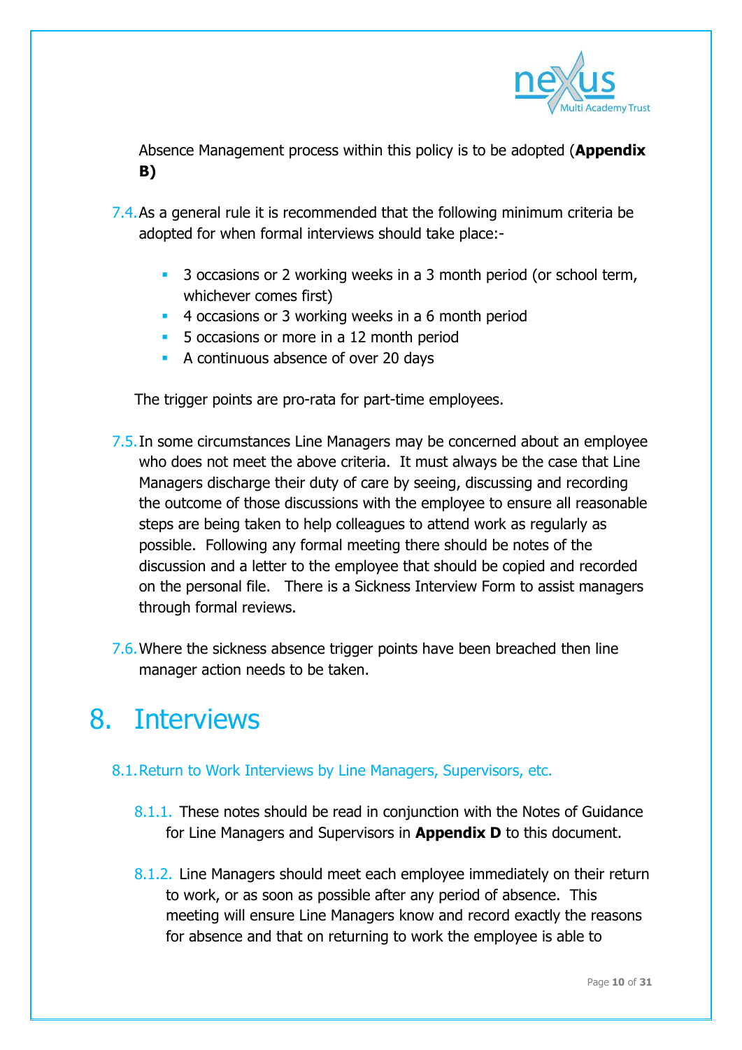Absence Management process within this policy is to be adopted (**Appendix B)**

7.4. As a general rule it is recommended that the following minimum criteria be adopted for when formal interviews should take place:-

- 3 occasions or 2 working weeks in a 3 month period (or school term, whichever comes first)
- 4 occasions or 3 working weeks in a 6 month period
- 5 occasions or more in a 12 month period
- A continuous absence of over 20 days

The trigger points are pro-rata for part-time employees.

7.5. In some circumstances Line Managers may be concerned about an employee who does not meet the above criteria. It must always be the case that Line Managers discharge their duty of care by seeing, discussing and recording the outcome of those discussions with the employee to ensure all reasonable steps are being taken to help colleagues to attend work as regularly as possible. Following any formal meeting there should be notes of the discussion and a letter to the employee that should be copied and recorded on the personal file. There is a Sickness Interview Form to assist managers through formal reviews.

7.6. Where the sickness absence trigger points have been breached then line manager action needs to be taken.

# 8. Interviews

## 8.1. Return to Work Interviews by Line Managers, Supervisors, etc.

8.1.1. These notes should be read in conjunction with the Notes of Guidance for Line Managers and Supervisors in **Appendix D** to this document.

8.1.2. Line Managers should meet each employee immediately on their return to work, or as soon as possible after any period of absence. This meeting will ensure Line Managers know and record exactly the reasons for absence and that on returning to work the employee is able to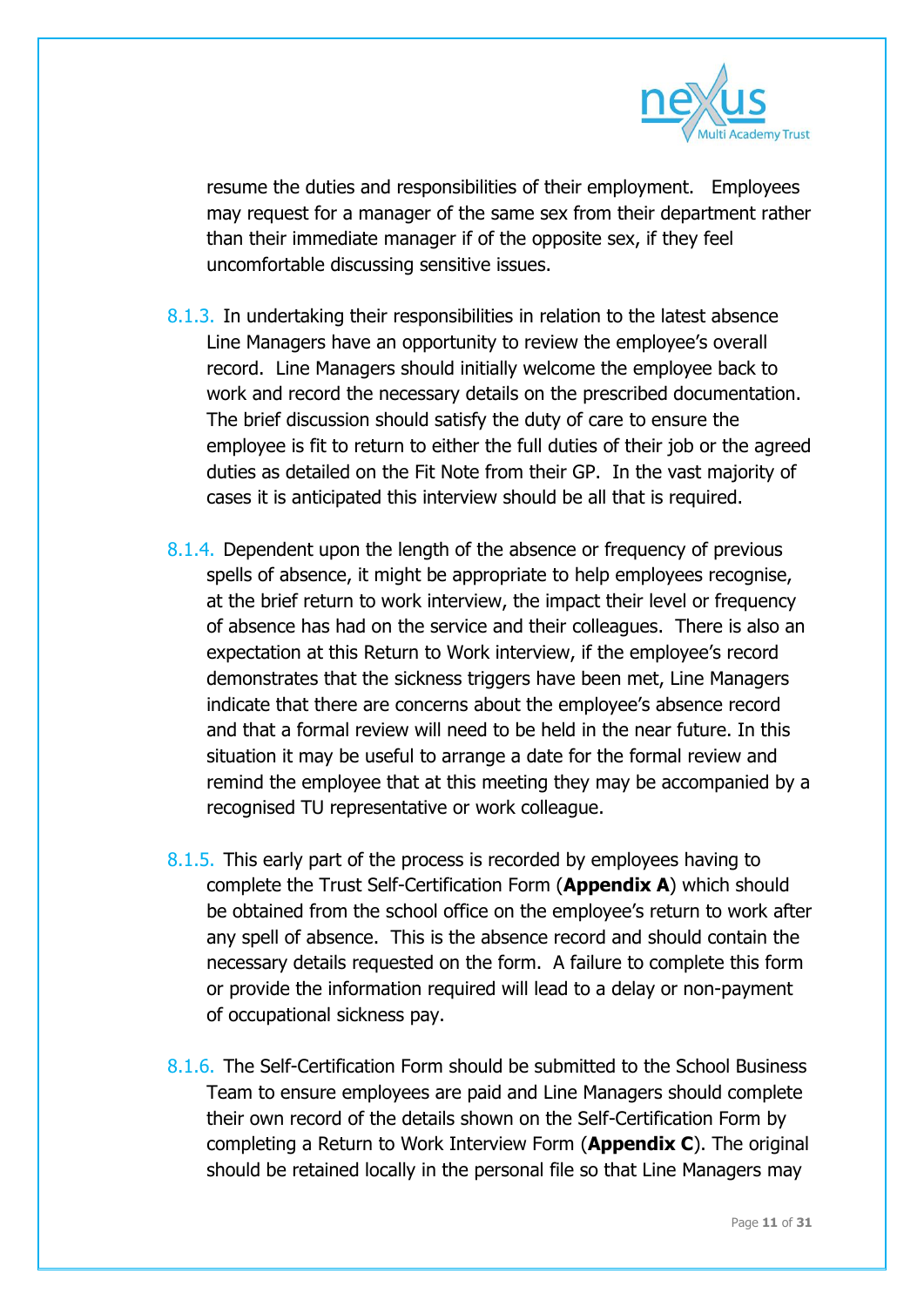resume the duties and responsibilities of their employment. Employees may request for a manager of the same sex from their department rather than their immediate manager if of the opposite sex, if they feel uncomfortable discussing sensitive issues.

8.1.3. In undertaking their responsibilities in relation to the latest absence Line Managers have an opportunity to review the employee's overall record. Line Managers should initially welcome the employee back to work and record the necessary details on the prescribed documentation. The brief discussion should satisfy the duty of care to ensure the employee is fit to return to either the full duties of their job or the agreed duties as detailed on the Fit Note from their GP. In the vast majority of cases it is anticipated this interview should be all that is required.

8.1.4. Dependent upon the length of the absence or frequency of previous spells of absence, it might be appropriate to help employees recognise, at the brief return to work interview, the impact their level or frequency of absence has had on the service and their colleagues. There is also an expectation at this Return to Work interview, if the employee's record demonstrates that the sickness triggers have been met, Line Managers indicate that there are concerns about the employee's absence record and that a formal review will need to be held in the near future. In this situation it may be useful to arrange a date for the formal review and remind the employee that at this meeting they may be accompanied by a recognised TU representative or work colleague.

8.1.5. This early part of the process is recorded by employees having to complete the Trust Self-Certification Form (**Appendix A**) which should be obtained from the school office on the employee's return to work after any spell of absence. This is the absence record and should contain the necessary details requested on the form. A failure to complete this form or provide the information required will lead to a delay or non-payment of occupational sickness pay.

8.1.6. The Self-Certification Form should be submitted to the School Business Team to ensure employees are paid and Line Managers should complete their own record of the details shown on the Self-Certification Form by completing a Return to Work Interview Form (**Appendix C**). The original should be retained locally in the personal file so that Line Managers may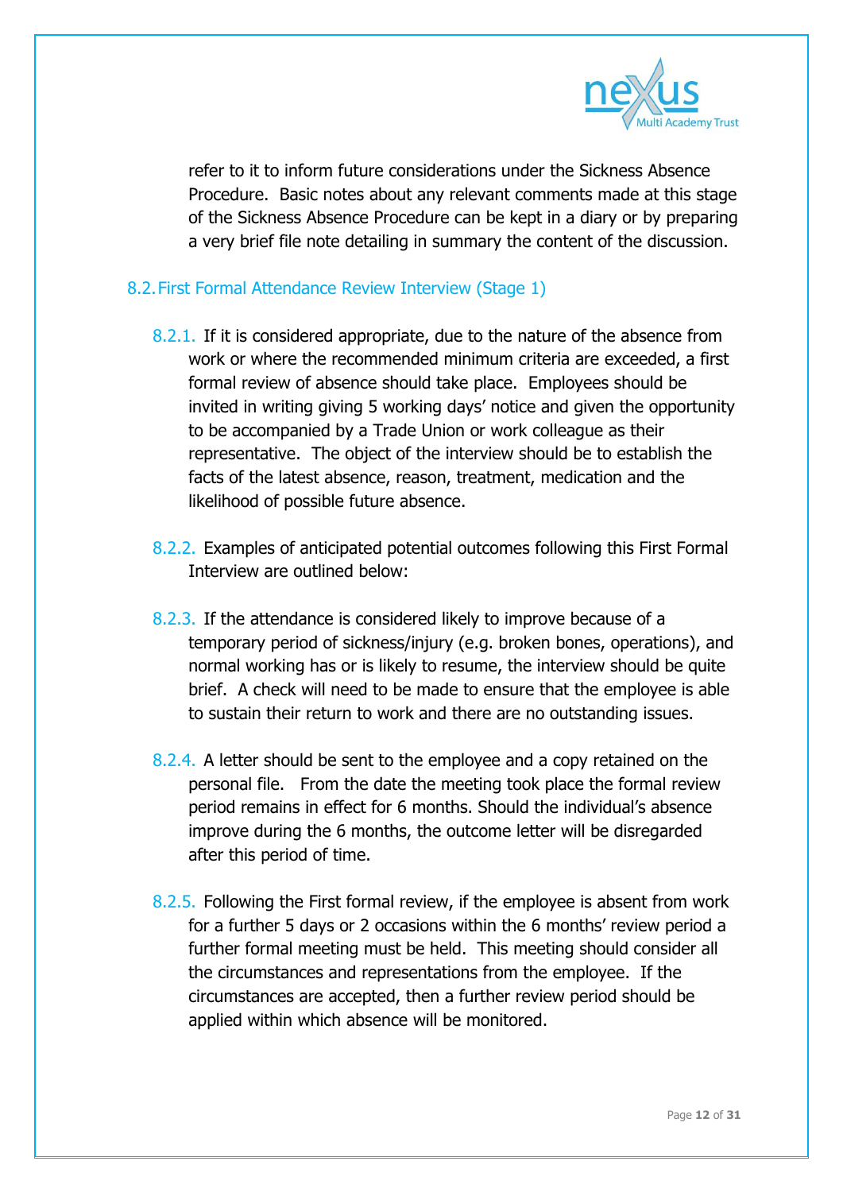refer to it to inform future considerations under the Sickness Absence Procedure. Basic notes about any relevant comments made at this stage of the Sickness Absence Procedure can be kept in a diary or by preparing a very brief file note detailing in summary the content of the discussion.

## 8.2. First Formal Attendance Review Interview (Stage 1)

8.2.1. If it is considered appropriate, due to the nature of the absence from work or where the recommended minimum criteria are exceeded, a first formal review of absence should take place. Employees should be invited in writing giving 5 working days' notice and given the opportunity to be accompanied by a Trade Union or work colleague as their representative. The object of the interview should be to establish the facts of the latest absence, reason, treatment, medication and the likelihood of possible future absence.

8.2.2. Examples of anticipated potential outcomes following this First Formal Interview are outlined below:

8.2.3. If the attendance is considered likely to improve because of a temporary period of sickness/injury (e.g. broken bones, operations), and normal working has or is likely to resume, the interview should be quite brief. A check will need to be made to ensure that the employee is able to sustain their return to work and there are no outstanding issues.

8.2.4. A letter should be sent to the employee and a copy retained on the personal file. From the date the meeting took place the formal review period remains in effect for 6 months. Should the individual's absence improve during the 6 months, the outcome letter will be disregarded after this period of time.

8.2.5. Following the First formal review, if the employee is absent from work for a further 5 days or 2 occasions within the 6 months' review period a further formal meeting must be held. This meeting should consider all the circumstances and representations from the employee. If the circumstances are accepted, then a further review period should be applied within which absence will be monitored.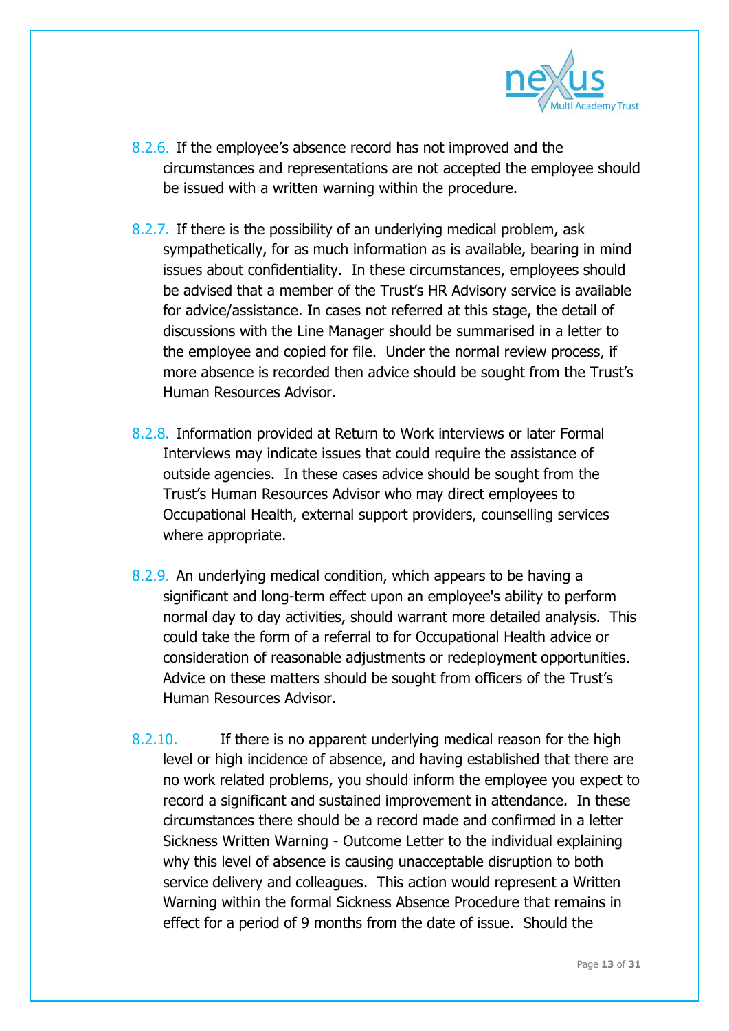8.2.6. If the employee's absence record has not improved and the circumstances and representations are not accepted the employee should be issued with a written warning within the procedure.

8.2.7. If there is the possibility of an underlying medical problem, ask sympathetically, for as much information as is available, bearing in mind issues about confidentiality. In these circumstances, employees should be advised that a member of the Trust's HR Advisory service is available for advice/assistance. In cases not referred at this stage, the detail of discussions with the Line Manager should be summarised in a letter to the employee and copied for file. Under the normal review process, if more absence is recorded then advice should be sought from the Trust's Human Resources Advisor.

8.2.8. Information provided at Return to Work interviews or later Formal Interviews may indicate issues that could require the assistance of outside agencies. In these cases advice should be sought from the Trust's Human Resources Advisor who may direct employees to Occupational Health, external support providers, counselling services where appropriate.

8.2.9. An underlying medical condition, which appears to be having a significant and long-term effect upon an employee's ability to perform normal day to day activities, should warrant more detailed analysis. This could take the form of a referral to for Occupational Health advice or consideration of reasonable adjustments or redeployment opportunities. Advice on these matters should be sought from officers of the Trust's Human Resources Advisor.

8.2.10. If there is no apparent underlying medical reason for the high level or high incidence of absence, and having established that there are no work related problems, you should inform the employee you expect to record a significant and sustained improvement in attendance. In these circumstances there should be a record made and confirmed in a letter Sickness Written Warning - Outcome Letter to the individual explaining why this level of absence is causing unacceptable disruption to both service delivery and colleagues. This action would represent a Written Warning within the formal Sickness Absence Procedure that remains in effect for a period of 9 months from the date of issue. Should the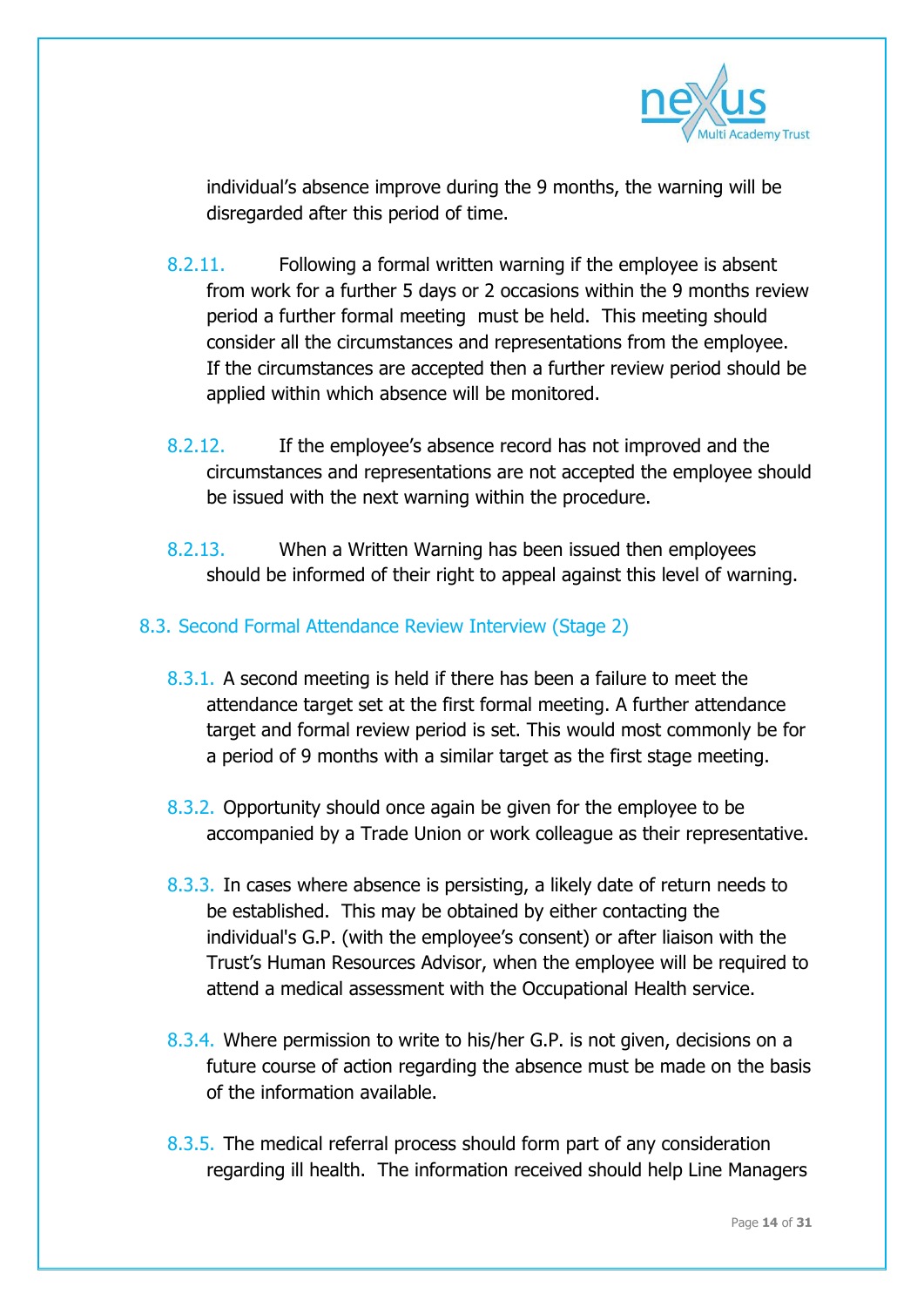individual's absence improve during the 9 months, the warning will be disregarded after this period of time.

8.2.11. Following a formal written warning if the employee is absent from work for a further 5 days or 2 occasions within the 9 months review period a further formal meeting must be held. This meeting should consider all the circumstances and representations from the employee. If the circumstances are accepted then a further review period should be applied within which absence will be monitored.

8.2.12. If the employee's absence record has not improved and the circumstances and representations are not accepted the employee should be issued with the next warning within the procedure.

8.2.13. When a Written Warning has been issued then employees should be informed of their right to appeal against this level of warning.

## 8.3. Second Formal Attendance Review Interview (Stage 2)

8.3.1. A second meeting is held if there has been a failure to meet the attendance target set at the first formal meeting. A further attendance target and formal review period is set. This would most commonly be for a period of 9 months with a similar target as the first stage meeting.

8.3.2. Opportunity should once again be given for the employee to be accompanied by a Trade Union or work colleague as their representative.

8.3.3. In cases where absence is persisting, a likely date of return needs to be established. This may be obtained by either contacting the individual's G.P. (with the employee's consent) or after liaison with the Trust's Human Resources Advisor, when the employee will be required to attend a medical assessment with the Occupational Health service.

8.3.4. Where permission to write to his/her G.P. is not given, decisions on a future course of action regarding the absence must be made on the basis of the information available.

8.3.5. The medical referral process should form part of any consideration regarding ill health. The information received should help Line Managers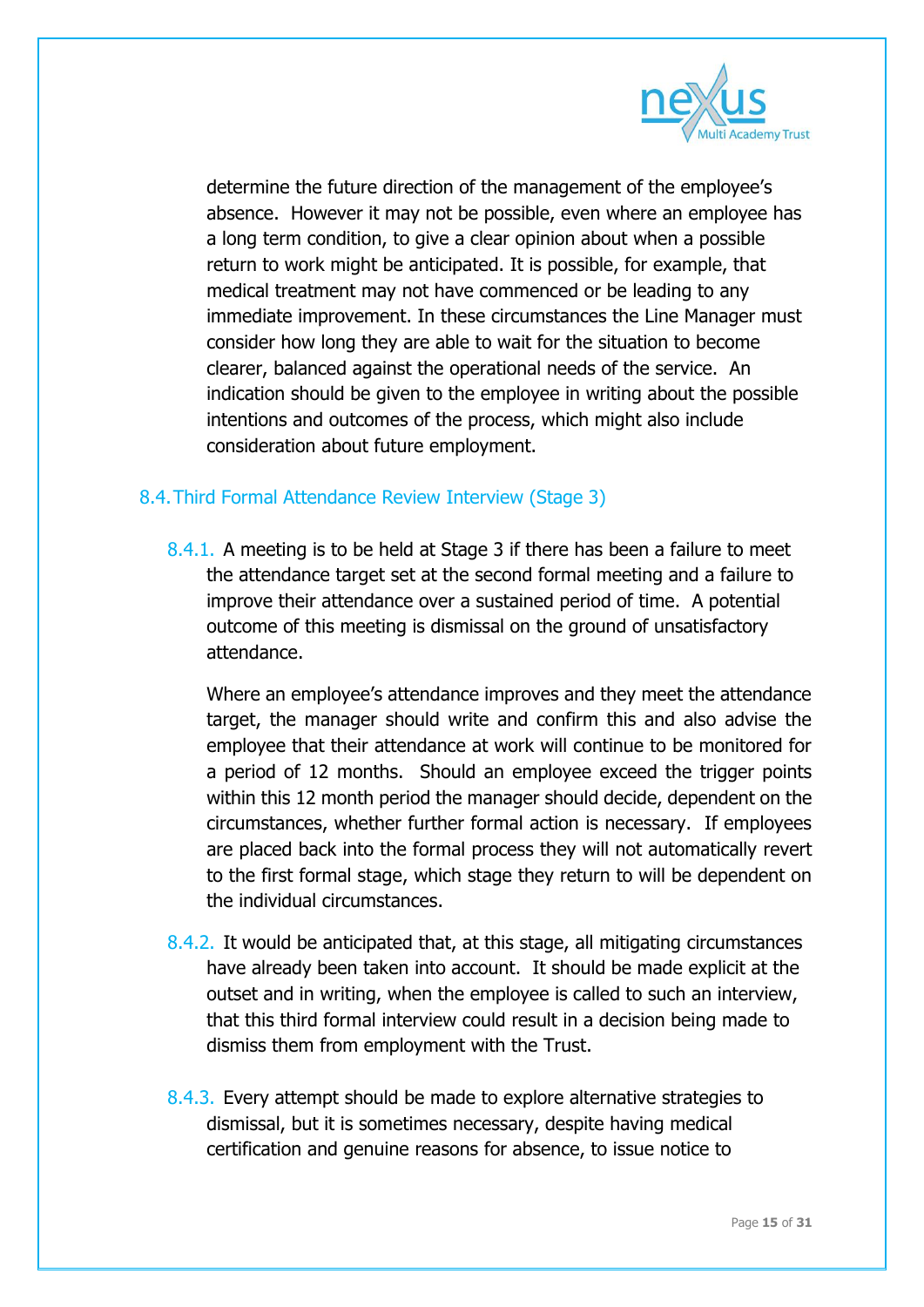determine the future direction of the management of the employee's absence. However it may not be possible, even where an employee has a long term condition, to give a clear opinion about when a possible return to work might be anticipated. It is possible, for example, that medical treatment may not have commenced or be leading to any immediate improvement. In these circumstances the Line Manager must consider how long they are able to wait for the situation to become clearer, balanced against the operational needs of the service. An indication should be given to the employee in writing about the possible intentions and outcomes of the process, which might also include consideration about future employment.

### 8.4. Third Formal Attendance Review Interview (Stage 3)

8.4.1. A meeting is to be held at Stage 3 if there has been a failure to meet the attendance target set at the second formal meeting and a failure to improve their attendance over a sustained period of time. A potential outcome of this meeting is dismissal on the ground of unsatisfactory attendance.

Where an employee's attendance improves and they meet the attendance target, the manager should write and confirm this and also advise the employee that their attendance at work will continue to be monitored for a period of 12 months. Should an employee exceed the trigger points within this 12 month period the manager should decide, dependent on the circumstances, whether further formal action is necessary. If employees are placed back into the formal process they will not automatically revert to the first formal stage, which stage they return to will be dependent on the individual circumstances.

8.4.2. It would be anticipated that, at this stage, all mitigating circumstances have already been taken into account. It should be made explicit at the outset and in writing, when the employee is called to such an interview, that this third formal interview could result in a decision being made to dismiss them from employment with the Trust.

8.4.3. Every attempt should be made to explore alternative strategies to dismissal, but it is sometimes necessary, despite having medical certification and genuine reasons for absence, to issue notice to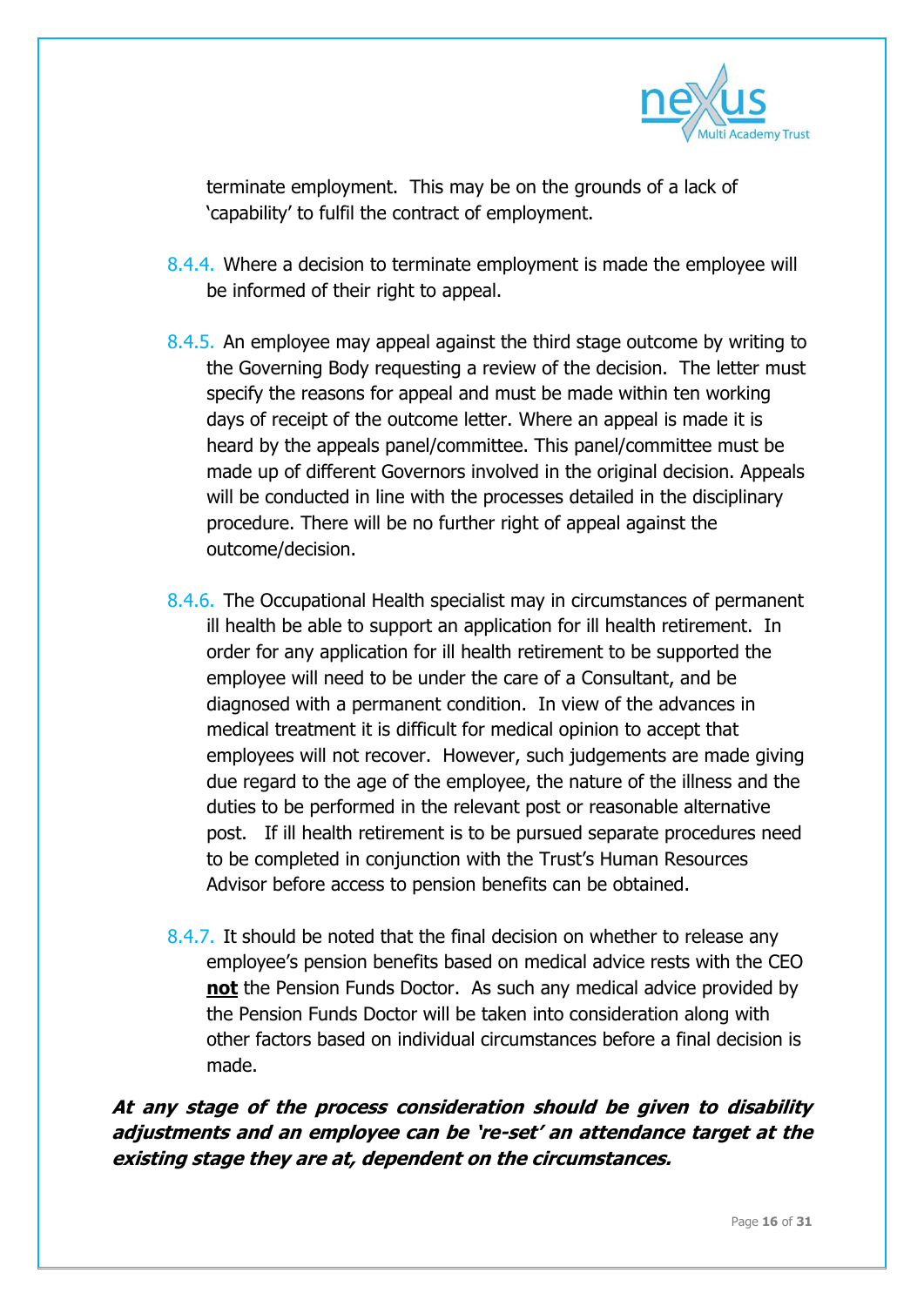terminate employment. This may be on the grounds of a lack of 'capability' to fulfil the contract of employment.

8.4.4. Where a decision to terminate employment is made the employee will be informed of their right to appeal.

8.4.5. An employee may appeal against the third stage outcome by writing to the Governing Body requesting a review of the decision. The letter must specify the reasons for appeal and must be made within ten working days of receipt of the outcome letter. Where an appeal is made it is heard by the appeals panel/committee. This panel/committee must be made up of different Governors involved in the original decision. Appeals will be conducted in line with the processes detailed in the disciplinary procedure. There will be no further right of appeal against the outcome/decision.

8.4.6. The Occupational Health specialist may in circumstances of permanent ill health be able to support an application for ill health retirement. In order for any application for ill health retirement to be supported the employee will need to be under the care of a Consultant, and be diagnosed with a permanent condition. In view of the advances in medical treatment it is difficult for medical opinion to accept that employees will not recover. However, such judgements are made giving due regard to the age of the employee, the nature of the illness and the duties to be performed in the relevant post or reasonable alternative post. If ill health retirement is to be pursued separate procedures need to be completed in conjunction with the Trust's Human Resources Advisor before access to pension benefits can be obtained.

8.4.7. It should be noted that the final decision on whether to release any employee's pension benefits based on medical advice rests with the CEO **not** the Pension Funds Doctor. As such any medical advice provided by the Pension Funds Doctor will be taken into consideration along with other factors based on individual circumstances before a final decision is made.

***At any stage of the process consideration should be given to disability adjustments and an employee can be 're-set' an attendance target at the existing stage they are at, dependent on the circumstances.***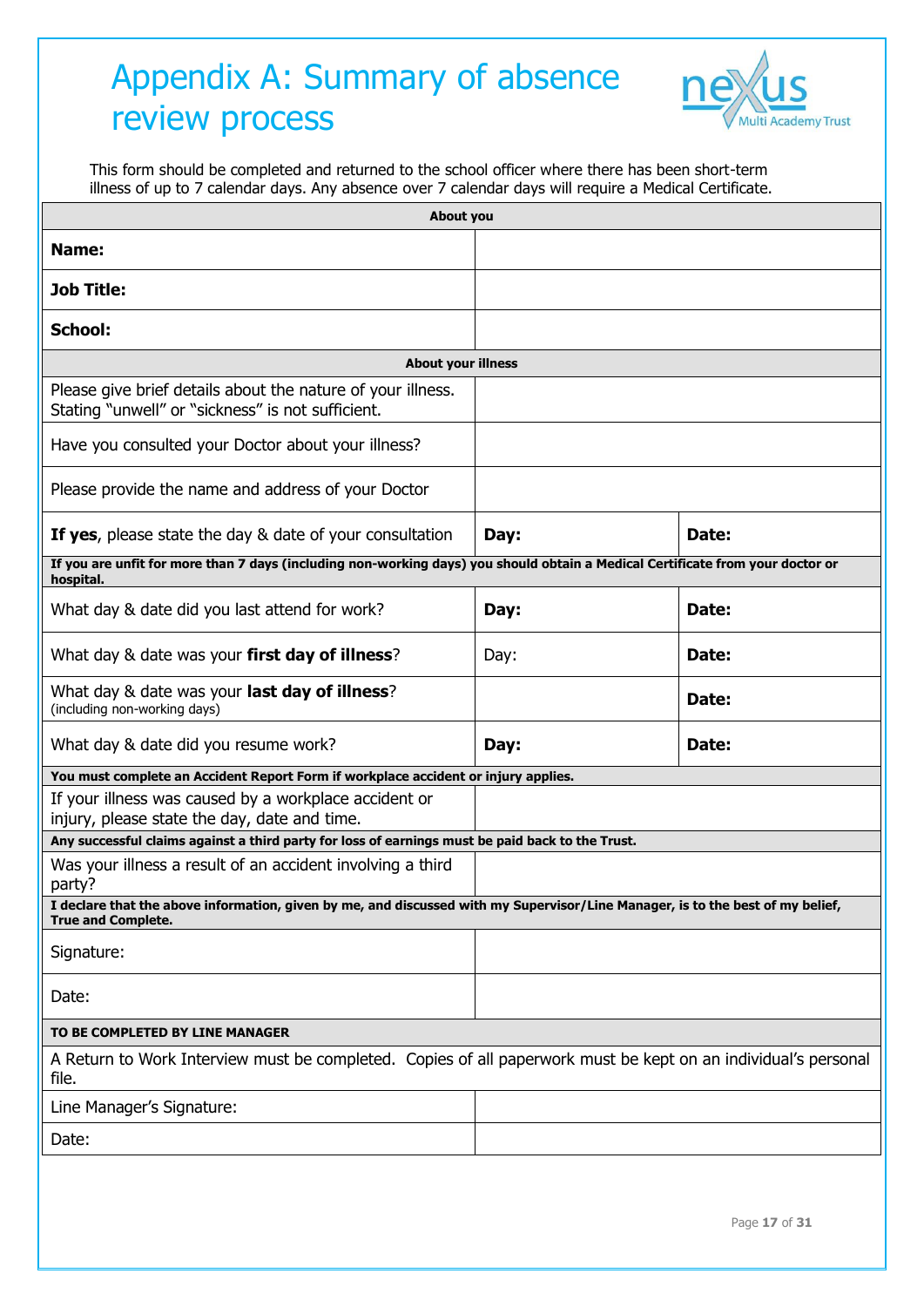# Appendix A: Summary of absence review process

This form should be completed and returned to the school officer where there has been short-term illness of up to 7 calendar days. Any absence over 7 calendar days will require a Medical Certificate.

| **About you** | | |
|---|---|---|
| **Name:** | | |
| **Job Title:** | | |
| **School:** | | |
| **About your illness** | | |
| Please give brief details about the nature of your illness. Stating "unwell" or "sickness" is not sufficient. | | |
| Have you consulted your Doctor about your illness? | | |
| Please provide the name and address of your Doctor | | |
| **If yes**, please state the day & date of your consultation | **Day:** | **Date:** |
| **If you are unfit for more than 7 days (including non-working days) you should obtain a Medical Certificate from your doctor or hospital.** | | |
| What day & date did you last attend for work? | **Day:** | **Date:** |
| What day & date was your **first day of illness**? | Day: | **Date:** |
| What day & date was your **last day of illness**? (including non-working days) | | **Date:** |
| What day & date did you resume work? | **Day:** | **Date:** |
| **You must complete an Accident Report Form if workplace accident or injury applies.** | | |
| If your illness was caused by a workplace accident or injury, please state the day, date and time. | | |
| **Any successful claims against a third party for loss of earnings must be paid back to the Trust.** | | |
| Was your illness a result of an accident involving a third party? | | |
| **I declare that the above information, given by me, and discussed with my Supervisor/Line Manager, is to the best of my belief, True and Complete.** | | |
| Signature: | | |
| Date: | | |
| **TO BE COMPLETED BY LINE MANAGER** | | |
| A Return to Work Interview must be completed. Copies of all paperwork must be kept on an individual's personal file. | | |
| Line Manager's Signature: | | |
| Date: | | |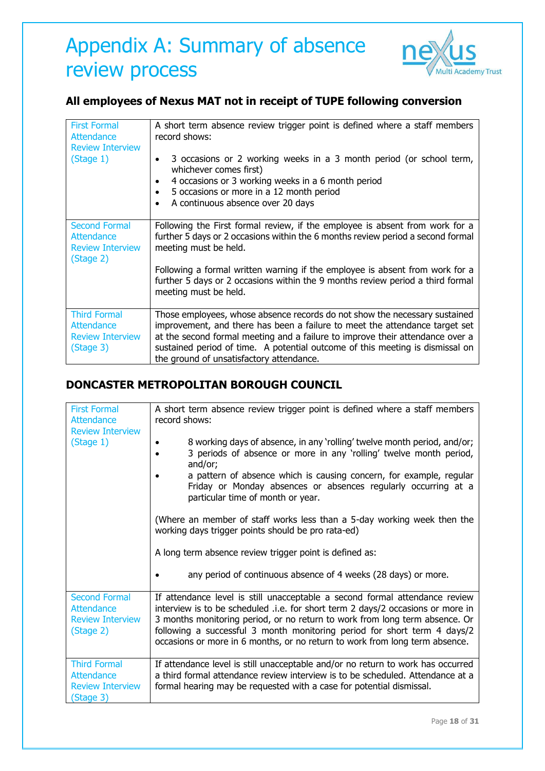# Appendix A: Summary of absence review process

## All employees of Nexus MAT not in receipt of TUPE following conversion

| | |
|---|---|
| First Formal Attendance Review Interview (Stage 1) | A short term absence review trigger point is defined where a staff members record shows:<br><br>• 3 occasions or 2 working weeks in a 3 month period (or school term, whichever comes first)<br>• 4 occasions or 3 working weeks in a 6 month period<br>• 5 occasions or more in a 12 month period<br>• A continuous absence over 20 days |
| Second Formal Attendance Review Interview (Stage 2) | Following the First formal review, if the employee is absent from work for a further 5 days or 2 occasions within the 6 months review period a second formal meeting must be held.<br><br>Following a formal written warning if the employee is absent from work for a further 5 days or 2 occasions within the 9 months review period a third formal meeting must be held. |
| Third Formal Attendance Review Interview (Stage 3) | Those employees, whose absence records do not show the necessary sustained improvement, and there has been a failure to meet the attendance target set at the second formal meeting and a failure to improve their attendance over a sustained period of time. A potential outcome of this meeting is dismissal on the ground of unsatisfactory attendance. |

## DONCASTER METROPOLITAN BOROUGH COUNCIL

| | |
|---|---|
| First Formal Attendance Review Interview (Stage 1) | A short term absence review trigger point is defined where a staff members record shows:<br><br>• 8 working days of absence, in any 'rolling' twelve month period, and/or;<br>• 3 periods of absence or more in any 'rolling' twelve month period, and/or;<br>• a pattern of absence which is causing concern, for example, regular Friday or Monday absences or absences regularly occurring at a particular time of month or year.<br><br>(Where an member of staff works less than a 5-day working week then the working days trigger points should be pro rata-ed)<br><br>A long term absence review trigger point is defined as:<br><br>• any period of continuous absence of 4 weeks (28 days) or more. |
| Second Formal Attendance Review Interview (Stage 2) | If attendance level is still unacceptable a second formal attendance review interview is to be scheduled .i.e. for short term 2 days/2 occasions or more in 3 months monitoring period, or no return to work from long term absence. Or following a successful 3 month monitoring period for short term 4 days/2 occasions or more in 6 months, or no return to work from long term absence. |
| Third Formal Attendance Review Interview (Stage 3) | If attendance level is still unacceptable and/or no return to work has occurred a third formal attendance review interview is to be scheduled. Attendance at a formal hearing may be requested with a case for potential dismissal. |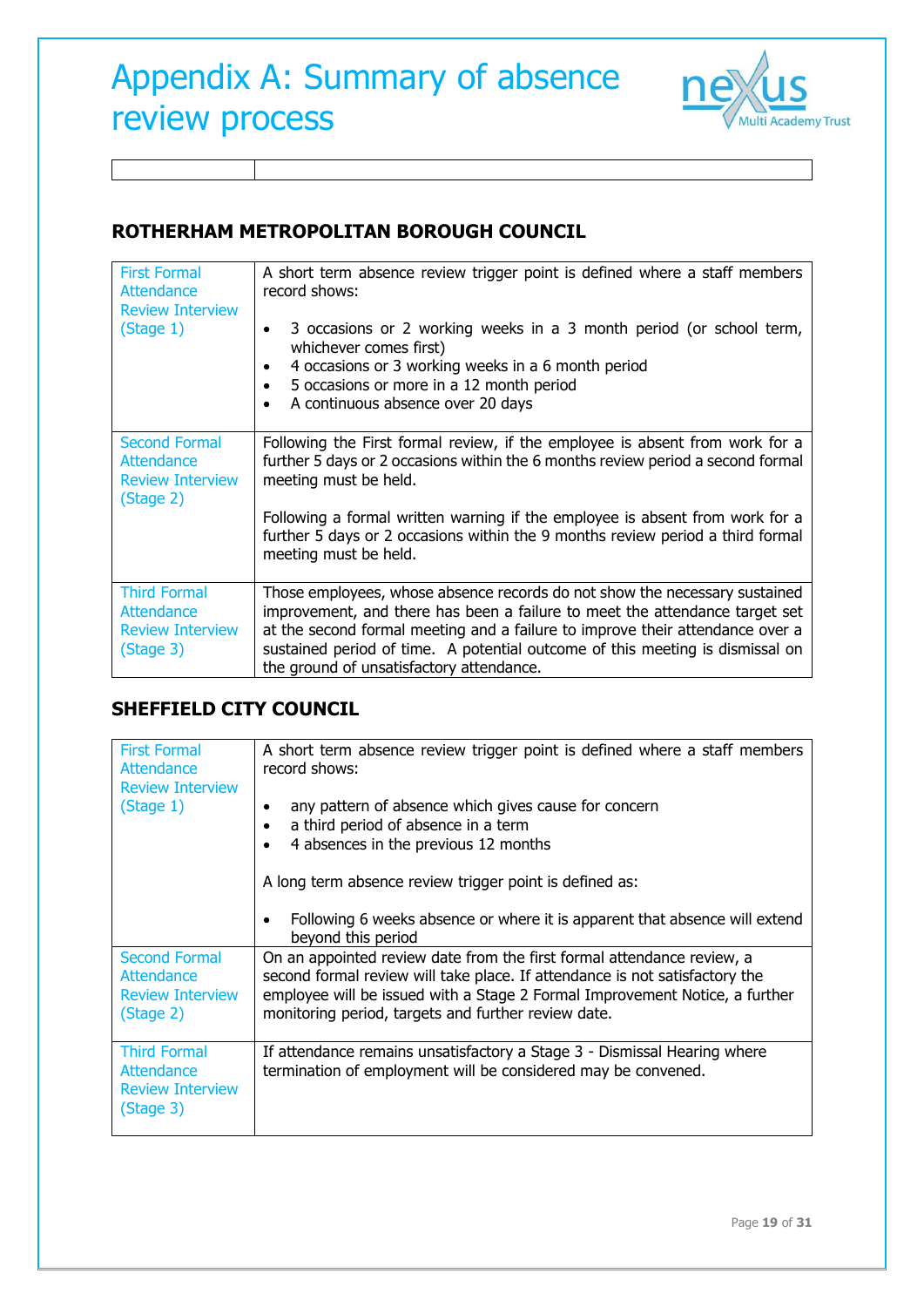# Appendix A: Summary of absence review process

| | |
|---|---|

## ROTHERHAM METROPOLITAN BOROUGH COUNCIL

| | |
|---|---|
| First Formal Attendance Review Interview (Stage 1) | A short term absence review trigger point is defined where a staff members record shows:<br><br>• 3 occasions or 2 working weeks in a 3 month period (or school term, whichever comes first)<br>• 4 occasions or 3 working weeks in a 6 month period<br>• 5 occasions or more in a 12 month period<br>• A continuous absence over 20 days |
| Second Formal Attendance Review Interview (Stage 2) | Following the First formal review, if the employee is absent from work for a further 5 days or 2 occasions within the 6 months review period a second formal meeting must be held.<br><br>Following a formal written warning if the employee is absent from work for a further 5 days or 2 occasions within the 9 months review period a third formal meeting must be held. |
| Third Formal Attendance Review Interview (Stage 3) | Those employees, whose absence records do not show the necessary sustained improvement, and there has been a failure to meet the attendance target set at the second formal meeting and a failure to improve their attendance over a sustained period of time. A potential outcome of this meeting is dismissal on the ground of unsatisfactory attendance. |

## SHEFFIELD CITY COUNCIL

| | |
|---|---|
| First Formal Attendance Review Interview (Stage 1) | A short term absence review trigger point is defined where a staff members record shows:<br><br>• any pattern of absence which gives cause for concern<br>• a third period of absence in a term<br>• 4 absences in the previous 12 months<br><br>A long term absence review trigger point is defined as:<br><br>• Following 6 weeks absence or where it is apparent that absence will extend beyond this period |
| Second Formal Attendance Review Interview (Stage 2) | On an appointed review date from the first formal attendance review, a second formal review will take place. If attendance is not satisfactory the employee will be issued with a Stage 2 Formal Improvement Notice, a further monitoring period, targets and further review date. |
| Third Formal Attendance Review Interview (Stage 3) | If attendance remains unsatisfactory a Stage 3 - Dismissal Hearing where termination of employment will be considered may be convened. |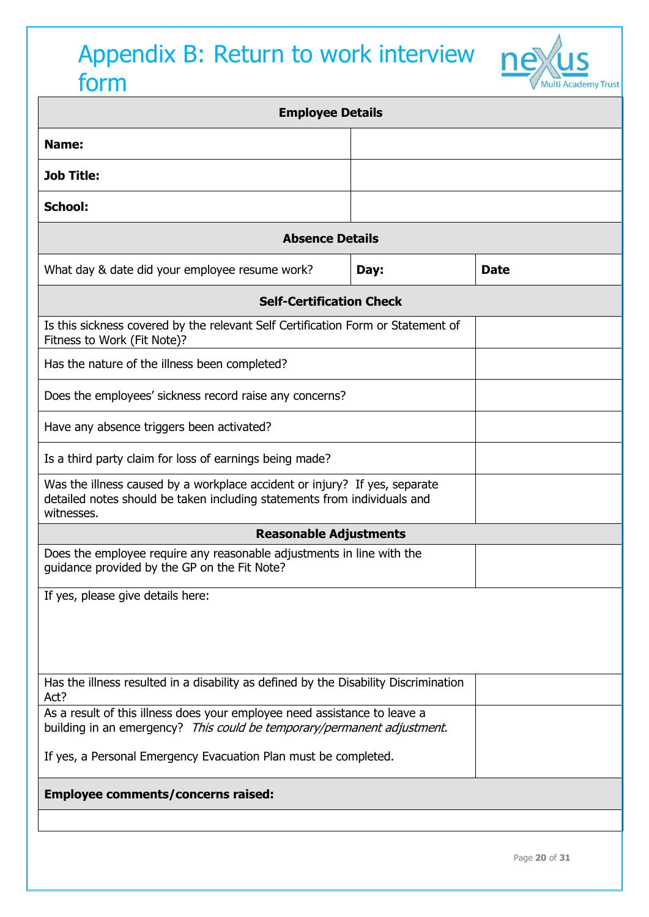# Appendix B: Return to work interview form

| **Employee Details** | | |
|---|---|---|
| **Name:** | | |
| **Job Title:** | | |
| **School:** | | |
| **Absence Details** | | |
| What day & date did your employee resume work? | **Day:** | **Date** |
| **Self-Certification Check** | | |
| Is this sickness covered by the relevant Self Certification Form or Statement of Fitness to Work (Fit Note)? | | |
| Has the nature of the illness been completed? | | |
| Does the employees' sickness record raise any concerns? | | |
| Have any absence triggers been activated? | | |
| Is a third party claim for loss of earnings being made? | | |
| Was the illness caused by a workplace accident or injury? If yes, separate detailed notes should be taken including statements from individuals and witnesses. | | |
| **Reasonable Adjustments** | | |
| Does the employee require any reasonable adjustments in line with the guidance provided by the GP on the Fit Note? | | |
| If yes, please give details here: | | |
| Has the illness resulted in a disability as defined by the Disability Discrimination Act? | | |
| As a result of this illness does your employee need assistance to leave a building in an emergency? *This could be temporary/permanent adjustment.*<br><br>If yes, a Personal Emergency Evacuation Plan must be completed. | | |
| **Employee comments/concerns raised:** | | |
| | | |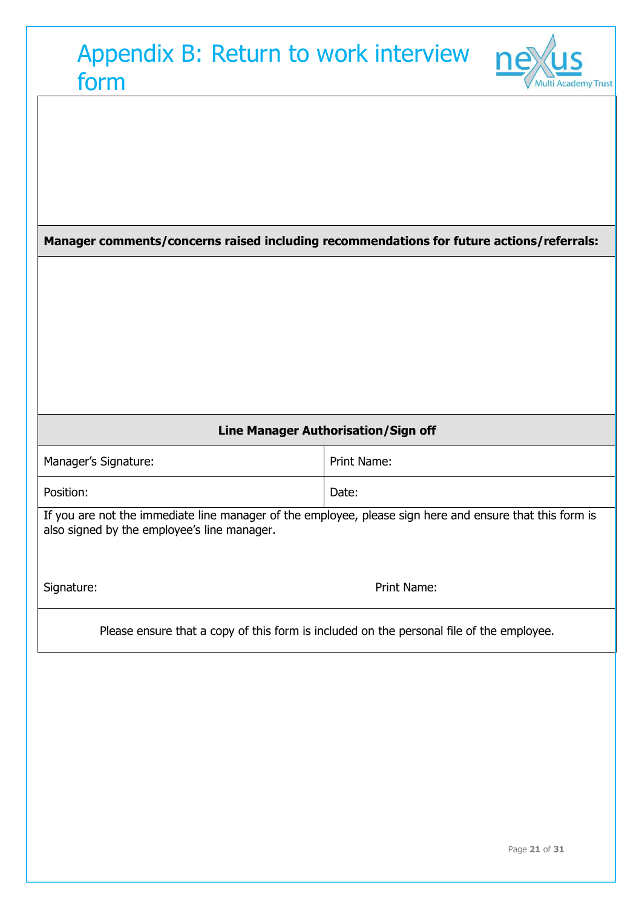# Appendix B: Return to work interview form

| |
|---|
| |
| **Manager comments/concerns raised including recommendations for future actions/referrals:** |
| |

| **Line Manager Authorisation/Sign off** | |
|---|---|
| Manager's Signature: | Print Name: |
| Position: | Date: |

If you are not the immediate line manager of the employee, please sign here and ensure that this form is also signed by the employee's line manager.

Signature: Print Name:

Please ensure that a copy of this form is included on the personal file of the employee.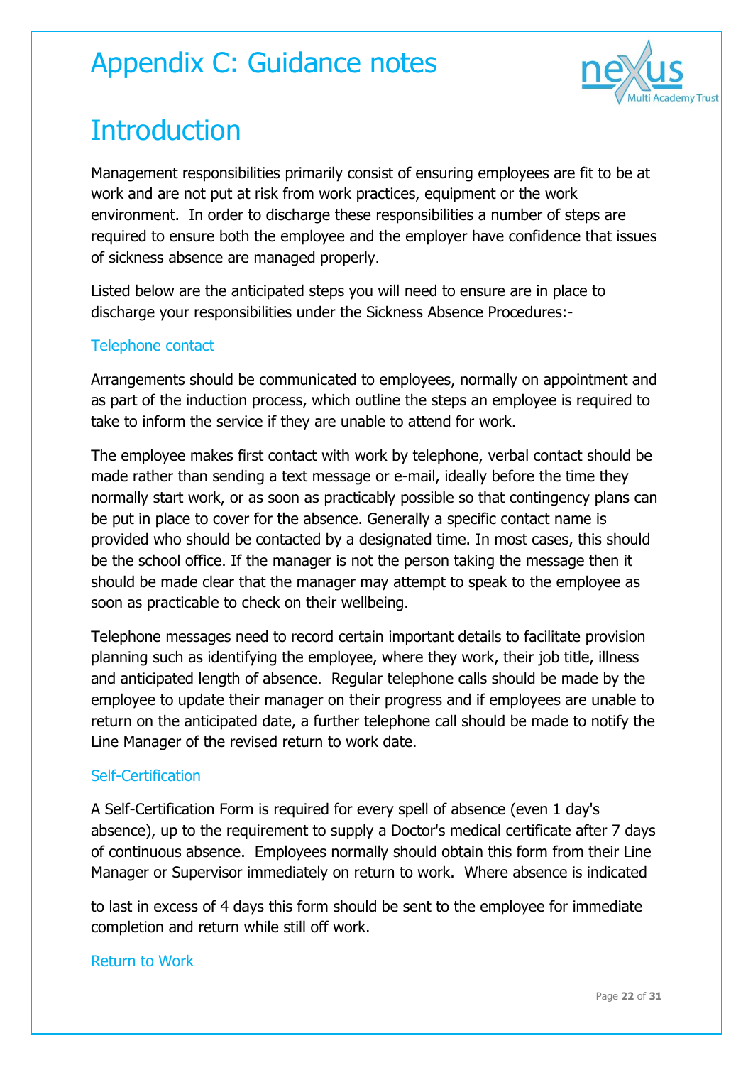# Appendix C: Guidance notes

# Introduction

Management responsibilities primarily consist of ensuring employees are fit to be at work and are not put at risk from work practices, equipment or the work environment. In order to discharge these responsibilities a number of steps are required to ensure both the employee and the employer have confidence that issues of sickness absence are managed properly.

Listed below are the anticipated steps you will need to ensure are in place to discharge your responsibilities under the Sickness Absence Procedures:-

### Telephone contact

Arrangements should be communicated to employees, normally on appointment and as part of the induction process, which outline the steps an employee is required to take to inform the service if they are unable to attend for work.

The employee makes first contact with work by telephone, verbal contact should be made rather than sending a text message or e-mail, ideally before the time they normally start work, or as soon as practicably possible so that contingency plans can be put in place to cover for the absence. Generally a specific contact name is provided who should be contacted by a designated time. In most cases, this should be the school office. If the manager is not the person taking the message then it should be made clear that the manager may attempt to speak to the employee as soon as practicable to check on their wellbeing.

Telephone messages need to record certain important details to facilitate provision planning such as identifying the employee, where they work, their job title, illness and anticipated length of absence. Regular telephone calls should be made by the employee to update their manager on their progress and if employees are unable to return on the anticipated date, a further telephone call should be made to notify the Line Manager of the revised return to work date.

### Self-Certification

A Self-Certification Form is required for every spell of absence (even 1 day's absence), up to the requirement to supply a Doctor's medical certificate after 7 days of continuous absence. Employees normally should obtain this form from their Line Manager or Supervisor immediately on return to work. Where absence is indicated to last in excess of 4 days this form should be sent to the employee for immediate completion and return while still off work.

### Return to Work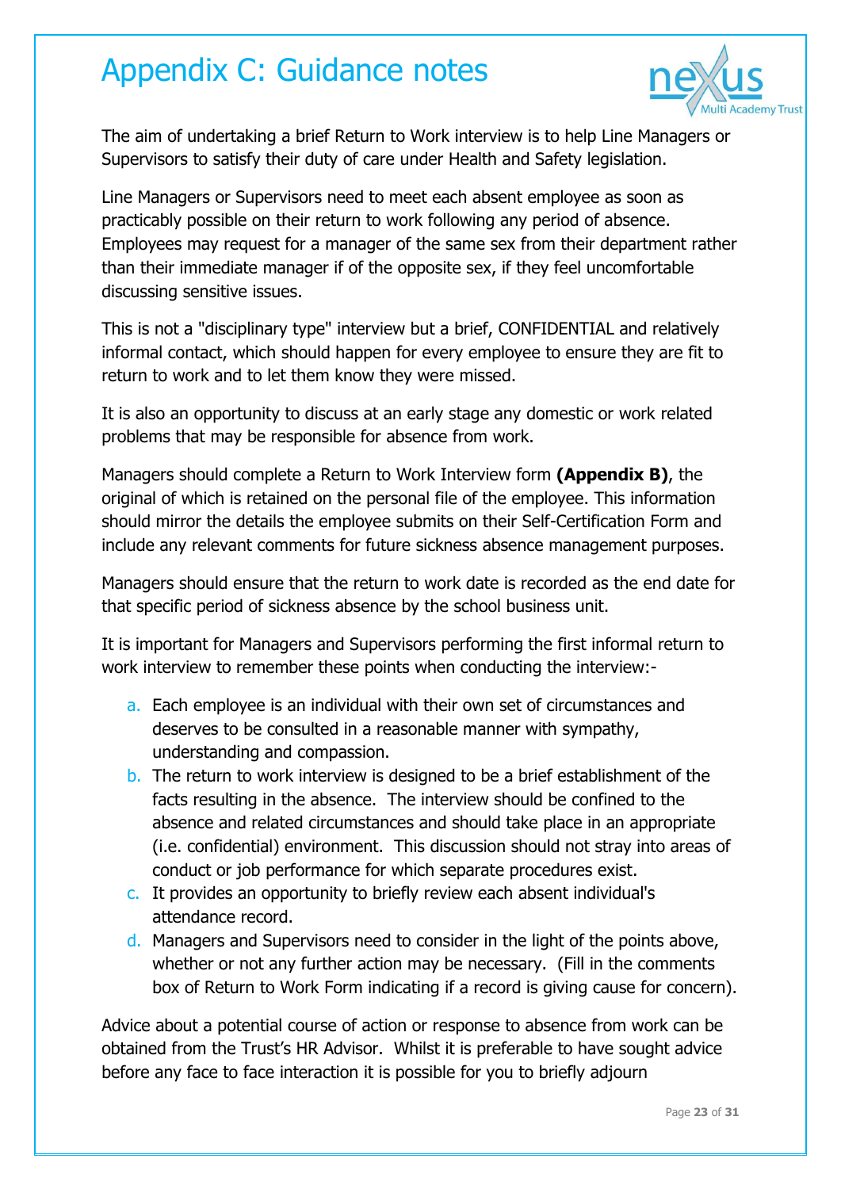# Appendix C: Guidance notes

The aim of undertaking a brief Return to Work interview is to help Line Managers or Supervisors to satisfy their duty of care under Health and Safety legislation.

Line Managers or Supervisors need to meet each absent employee as soon as practicably possible on their return to work following any period of absence. Employees may request for a manager of the same sex from their department rather than their immediate manager if of the opposite sex, if they feel uncomfortable discussing sensitive issues.

This is not a "disciplinary type" interview but a brief, CONFIDENTIAL and relatively informal contact, which should happen for every employee to ensure they are fit to return to work and to let them know they were missed.

It is also an opportunity to discuss at an early stage any domestic or work related problems that may be responsible for absence from work.

Managers should complete a Return to Work Interview form **(Appendix B)**, the original of which is retained on the personal file of the employee. This information should mirror the details the employee submits on their Self-Certification Form and include any relevant comments for future sickness absence management purposes.

Managers should ensure that the return to work date is recorded as the end date for that specific period of sickness absence by the school business unit.

It is important for Managers and Supervisors performing the first informal return to work interview to remember these points when conducting the interview:-

a. Each employee is an individual with their own set of circumstances and deserves to be consulted in a reasonable manner with sympathy, understanding and compassion.
b. The return to work interview is designed to be a brief establishment of the facts resulting in the absence. The interview should be confined to the absence and related circumstances and should take place in an appropriate (i.e. confidential) environment. This discussion should not stray into areas of conduct or job performance for which separate procedures exist.
c. It provides an opportunity to briefly review each absent individual's attendance record.
d. Managers and Supervisors need to consider in the light of the points above, whether or not any further action may be necessary. (Fill in the comments box of Return to Work Form indicating if a record is giving cause for concern).

Advice about a potential course of action or response to absence from work can be obtained from the Trust's HR Advisor. Whilst it is preferable to have sought advice before any face to face interaction it is possible for you to briefly adjourn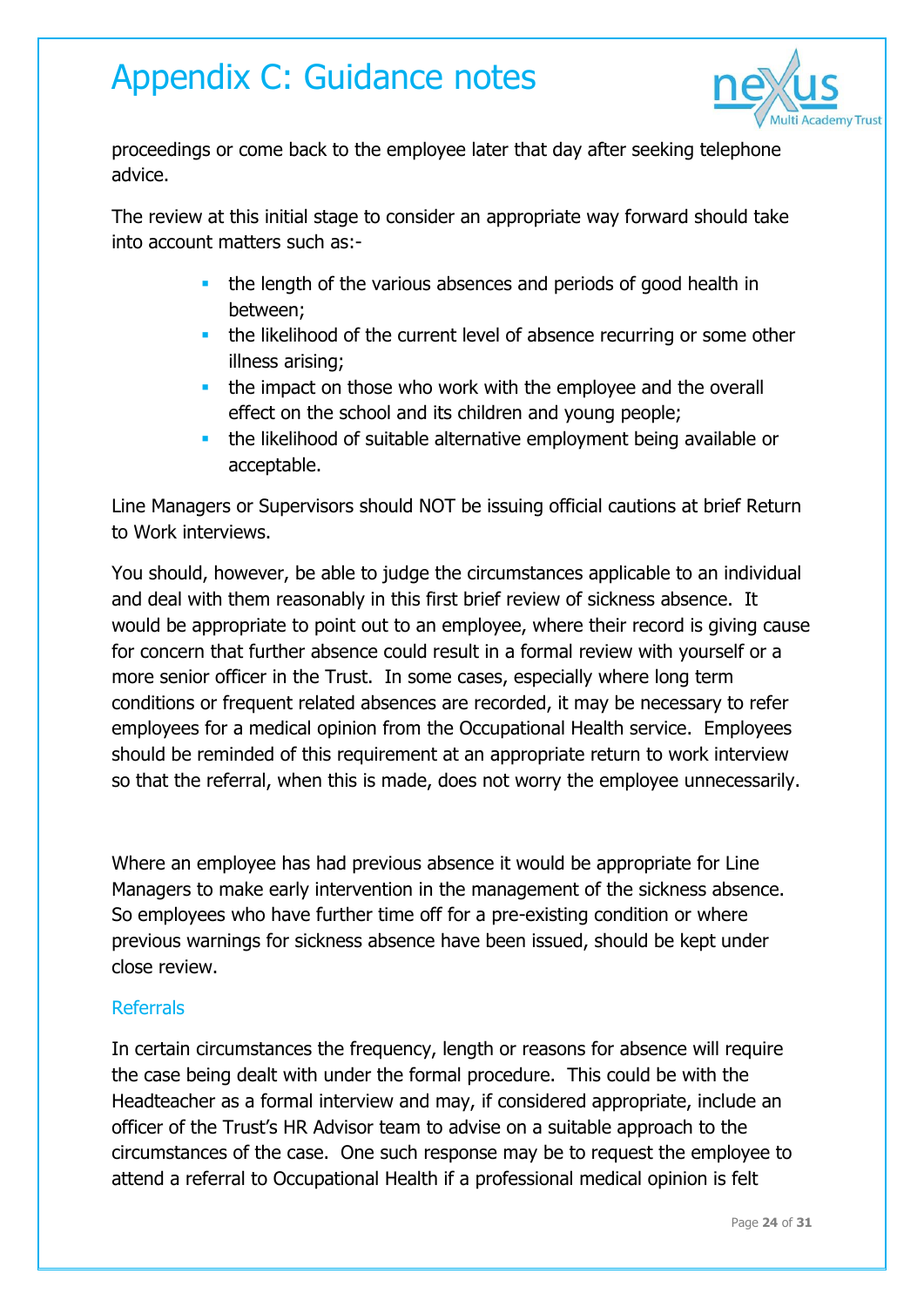# Appendix C: Guidance notes

proceedings or come back to the employee later that day after seeking telephone advice.

The review at this initial stage to consider an appropriate way forward should take into account matters such as:-

- the length of the various absences and periods of good health in between;
- the likelihood of the current level of absence recurring or some other illness arising;
- the impact on those who work with the employee and the overall effect on the school and its children and young people;
- the likelihood of suitable alternative employment being available or acceptable.

Line Managers or Supervisors should NOT be issuing official cautions at brief Return to Work interviews.

You should, however, be able to judge the circumstances applicable to an individual and deal with them reasonably in this first brief review of sickness absence. It would be appropriate to point out to an employee, where their record is giving cause for concern that further absence could result in a formal review with yourself or a more senior officer in the Trust. In some cases, especially where long term conditions or frequent related absences are recorded, it may be necessary to refer employees for a medical opinion from the Occupational Health service. Employees should be reminded of this requirement at an appropriate return to work interview so that the referral, when this is made, does not worry the employee unnecessarily.

Where an employee has had previous absence it would be appropriate for Line Managers to make early intervention in the management of the sickness absence. So employees who have further time off for a pre-existing condition or where previous warnings for sickness absence have been issued, should be kept under close review.

## Referrals

In certain circumstances the frequency, length or reasons for absence will require the case being dealt with under the formal procedure. This could be with the Headteacher as a formal interview and may, if considered appropriate, include an officer of the Trust's HR Advisor team to advise on a suitable approach to the circumstances of the case. One such response may be to request the employee to attend a referral to Occupational Health if a professional medical opinion is felt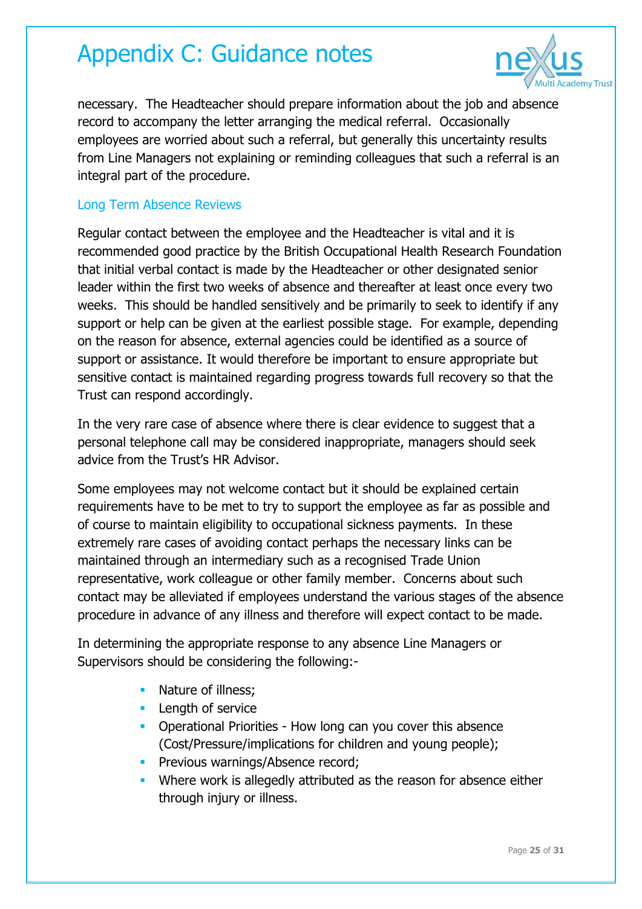necessary. The Headteacher should prepare information about the job and absence record to accompany the letter arranging the medical referral. Occasionally employees are worried about such a referral, but generally this uncertainty results from Line Managers not explaining or reminding colleagues that such a referral is an integral part of the procedure.

### Long Term Absence Reviews

Regular contact between the employee and the Headteacher is vital and it is recommended good practice by the British Occupational Health Research Foundation that initial verbal contact is made by the Headteacher or other designated senior leader within the first two weeks of absence and thereafter at least once every two weeks. This should be handled sensitively and be primarily to seek to identify if any support or help can be given at the earliest possible stage. For example, depending on the reason for absence, external agencies could be identified as a source of support or assistance. It would therefore be important to ensure appropriate but sensitive contact is maintained regarding progress towards full recovery so that the Trust can respond accordingly.

In the very rare case of absence where there is clear evidence to suggest that a personal telephone call may be considered inappropriate, managers should seek advice from the Trust's HR Advisor.

Some employees may not welcome contact but it should be explained certain requirements have to be met to try to support the employee as far as possible and of course to maintain eligibility to occupational sickness payments. In these extremely rare cases of avoiding contact perhaps the necessary links can be maintained through an intermediary such as a recognised Trade Union representative, work colleague or other family member. Concerns about such contact may be alleviated if employees understand the various stages of the absence procedure in advance of any illness and therefore will expect contact to be made.

In determining the appropriate response to any absence Line Managers or Supervisors should be considering the following:-

- Nature of illness;
- Length of service
- Operational Priorities - How long can you cover this absence (Cost/Pressure/implications for children and young people);
- Previous warnings/Absence record;
- Where work is allegedly attributed as the reason for absence either through injury or illness.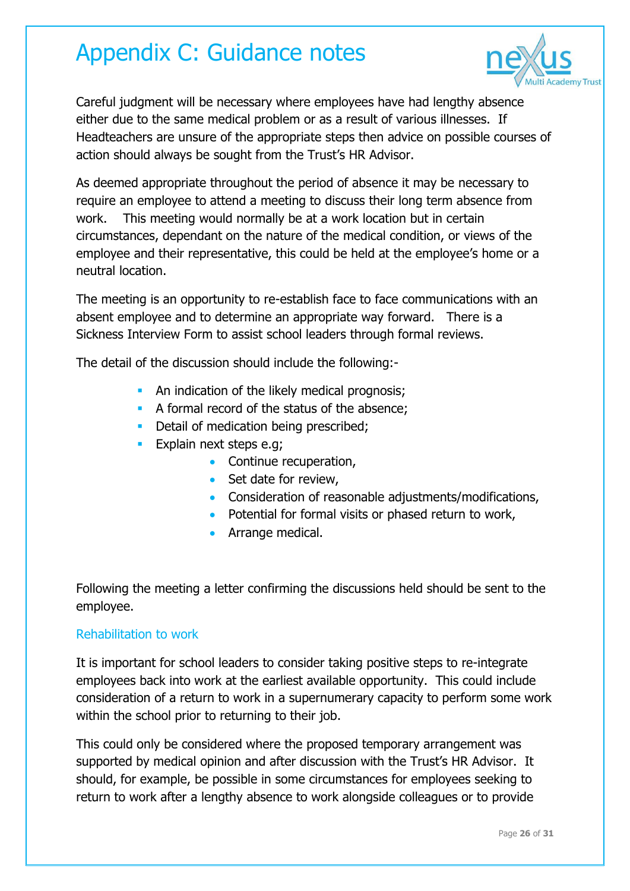# Appendix C: Guidance notes

Careful judgment will be necessary where employees have had lengthy absence either due to the same medical problem or as a result of various illnesses. If Headteachers are unsure of the appropriate steps then advice on possible courses of action should always be sought from the Trust's HR Advisor.

As deemed appropriate throughout the period of absence it may be necessary to require an employee to attend a meeting to discuss their long term absence from work. This meeting would normally be at a work location but in certain circumstances, dependant on the nature of the medical condition, or views of the employee and their representative, this could be held at the employee's home or a neutral location.

The meeting is an opportunity to re-establish face to face communications with an absent employee and to determine an appropriate way forward. There is a Sickness Interview Form to assist school leaders through formal reviews.

The detail of the discussion should include the following:-

- An indication of the likely medical prognosis;
- A formal record of the status of the absence;
- Detail of medication being prescribed;
- Explain next steps e.g;
    - Continue recuperation,
    - Set date for review,
    - Consideration of reasonable adjustments/modifications,
    - Potential for formal visits or phased return to work,
    - Arrange medical.

Following the meeting a letter confirming the discussions held should be sent to the employee.

## Rehabilitation to work

It is important for school leaders to consider taking positive steps to re-integrate employees back into work at the earliest available opportunity. This could include consideration of a return to work in a supernumerary capacity to perform some work within the school prior to returning to their job.

This could only be considered where the proposed temporary arrangement was supported by medical opinion and after discussion with the Trust's HR Advisor. It should, for example, be possible in some circumstances for employees seeking to return to work after a lengthy absence to work alongside colleagues or to provide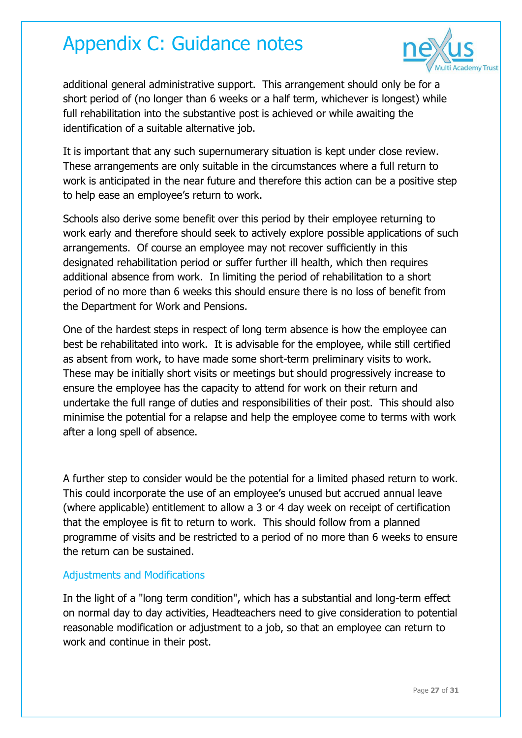additional general administrative support. This arrangement should only be for a short period of (no longer than 6 weeks or a half term, whichever is longest) while full rehabilitation into the substantive post is achieved or while awaiting the identification of a suitable alternative job.

It is important that any such supernumerary situation is kept under close review. These arrangements are only suitable in the circumstances where a full return to work is anticipated in the near future and therefore this action can be a positive step to help ease an employee's return to work.

Schools also derive some benefit over this period by their employee returning to work early and therefore should seek to actively explore possible applications of such arrangements. Of course an employee may not recover sufficiently in this designated rehabilitation period or suffer further ill health, which then requires additional absence from work. In limiting the period of rehabilitation to a short period of no more than 6 weeks this should ensure there is no loss of benefit from the Department for Work and Pensions.

One of the hardest steps in respect of long term absence is how the employee can best be rehabilitated into work. It is advisable for the employee, while still certified as absent from work, to have made some short-term preliminary visits to work. These may be initially short visits or meetings but should progressively increase to ensure the employee has the capacity to attend for work on their return and undertake the full range of duties and responsibilities of their post. This should also minimise the potential for a relapse and help the employee come to terms with work after a long spell of absence.

A further step to consider would be the potential for a limited phased return to work. This could incorporate the use of an employee's unused but accrued annual leave (where applicable) entitlement to allow a 3 or 4 day week on receipt of certification that the employee is fit to return to work. This should follow from a planned programme of visits and be restricted to a period of no more than 6 weeks to ensure the return can be sustained.

### Adjustments and Modifications

In the light of a "long term condition", which has a substantial and long-term effect on normal day to day activities, Headteachers need to give consideration to potential reasonable modification or adjustment to a job, so that an employee can return to work and continue in their post.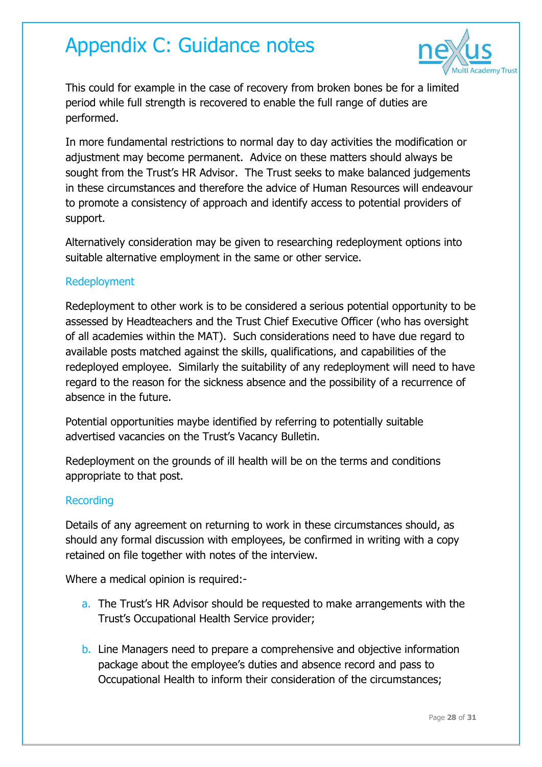# Appendix C: Guidance notes

This could for example in the case of recovery from broken bones be for a limited period while full strength is recovered to enable the full range of duties are performed.

In more fundamental restrictions to normal day to day activities the modification or adjustment may become permanent.  Advice on these matters should always be sought from the Trust's HR Advisor.  The Trust seeks to make balanced judgements in these circumstances and therefore the advice of Human Resources will endeavour to promote a consistency of approach and identify access to potential providers of support.

Alternatively consideration may be given to researching redeployment options into suitable alternative employment in the same or other service.

## Redeployment

Redeployment to other work is to be considered a serious potential opportunity to be assessed by Headteachers and the Trust Chief Executive Officer (who has oversight of all academies within the MAT).  Such considerations need to have due regard to available posts matched against the skills, qualifications, and capabilities of the redeployed employee.  Similarly the suitability of any redeployment will need to have regard to the reason for the sickness absence and the possibility of a recurrence of absence in the future.

Potential opportunities maybe identified by referring to potentially suitable advertised vacancies on the Trust's Vacancy Bulletin.

Redeployment on the grounds of ill health will be on the terms and conditions appropriate to that post.

## Recording

Details of any agreement on returning to work in these circumstances should, as should any formal discussion with employees, be confirmed in writing with a copy retained on file together with notes of the interview.

Where a medical opinion is required:-

a. The Trust's HR Advisor should be requested to make arrangements with the Trust's Occupational Health Service provider;

b. Line Managers need to prepare a comprehensive and objective information package about the employee's duties and absence record and pass to Occupational Health to inform their consideration of the circumstances;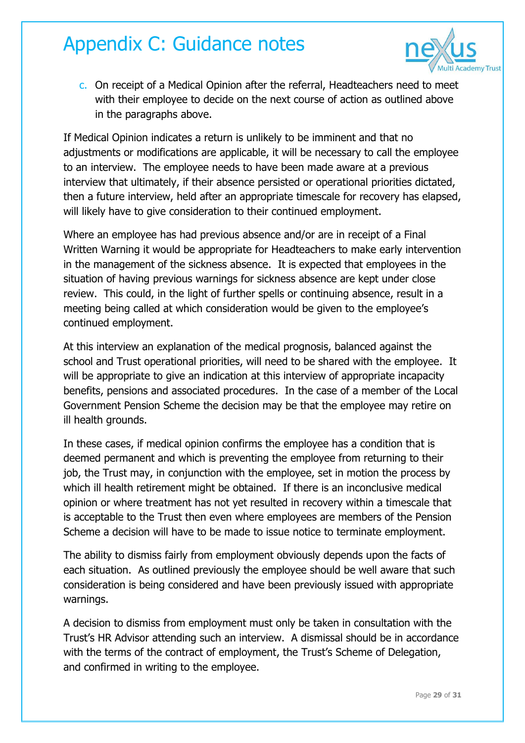# Appendix C: Guidance notes

c. On receipt of a Medical Opinion after the referral, Headteachers need to meet with their employee to decide on the next course of action as outlined above in the paragraphs above.

If Medical Opinion indicates a return is unlikely to be imminent and that no adjustments or modifications are applicable, it will be necessary to call the employee to an interview. The employee needs to have been made aware at a previous interview that ultimately, if their absence persisted or operational priorities dictated, then a future interview, held after an appropriate timescale for recovery has elapsed, will likely have to give consideration to their continued employment.

Where an employee has had previous absence and/or are in receipt of a Final Written Warning it would be appropriate for Headteachers to make early intervention in the management of the sickness absence. It is expected that employees in the situation of having previous warnings for sickness absence are kept under close review. This could, in the light of further spells or continuing absence, result in a meeting being called at which consideration would be given to the employee's continued employment.

At this interview an explanation of the medical prognosis, balanced against the school and Trust operational priorities, will need to be shared with the employee. It will be appropriate to give an indication at this interview of appropriate incapacity benefits, pensions and associated procedures. In the case of a member of the Local Government Pension Scheme the decision may be that the employee may retire on ill health grounds.

In these cases, if medical opinion confirms the employee has a condition that is deemed permanent and which is preventing the employee from returning to their job, the Trust may, in conjunction with the employee, set in motion the process by which ill health retirement might be obtained. If there is an inconclusive medical opinion or where treatment has not yet resulted in recovery within a timescale that is acceptable to the Trust then even where employees are members of the Pension Scheme a decision will have to be made to issue notice to terminate employment.

The ability to dismiss fairly from employment obviously depends upon the facts of each situation. As outlined previously the employee should be well aware that such consideration is being considered and have been previously issued with appropriate warnings.

A decision to dismiss from employment must only be taken in consultation with the Trust's HR Advisor attending such an interview. A dismissal should be in accordance with the terms of the contract of employment, the Trust's Scheme of Delegation, and confirmed in writing to the employee.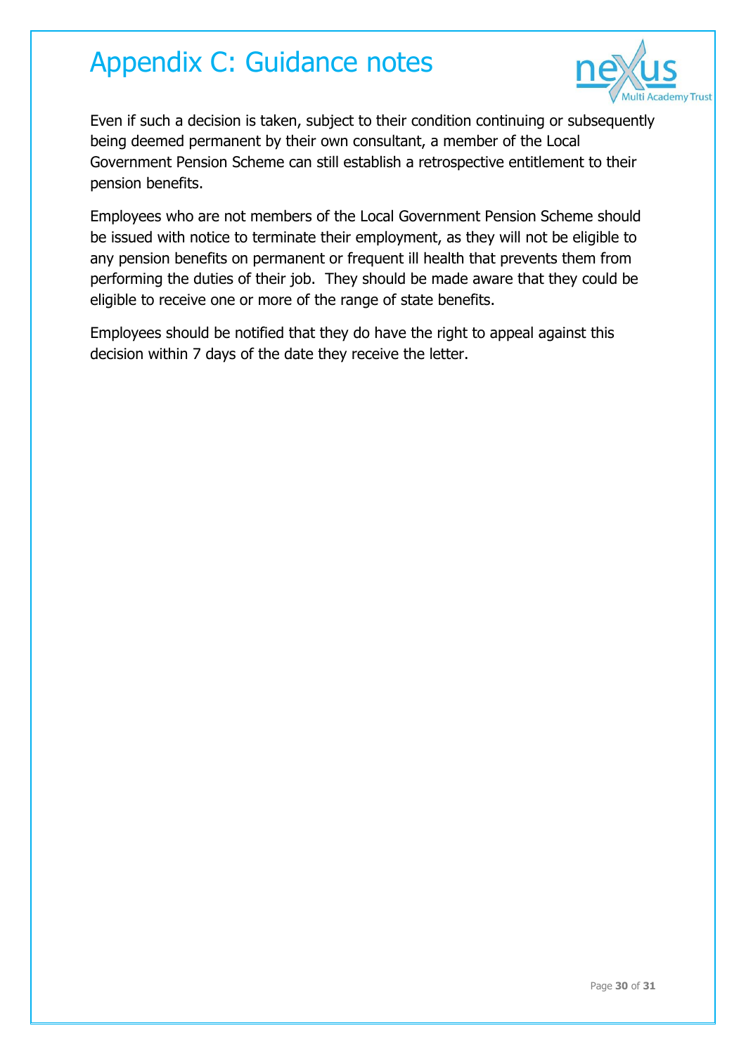# Appendix C: Guidance notes

Even if such a decision is taken, subject to their condition continuing or subsequently being deemed permanent by their own consultant, a member of the Local Government Pension Scheme can still establish a retrospective entitlement to their pension benefits.

Employees who are not members of the Local Government Pension Scheme should be issued with notice to terminate their employment, as they will not be eligible to any pension benefits on permanent or frequent ill health that prevents them from performing the duties of their job. They should be made aware that they could be eligible to receive one or more of the range of state benefits.

Employees should be notified that they do have the right to appeal against this decision within 7 days of the date they receive the letter.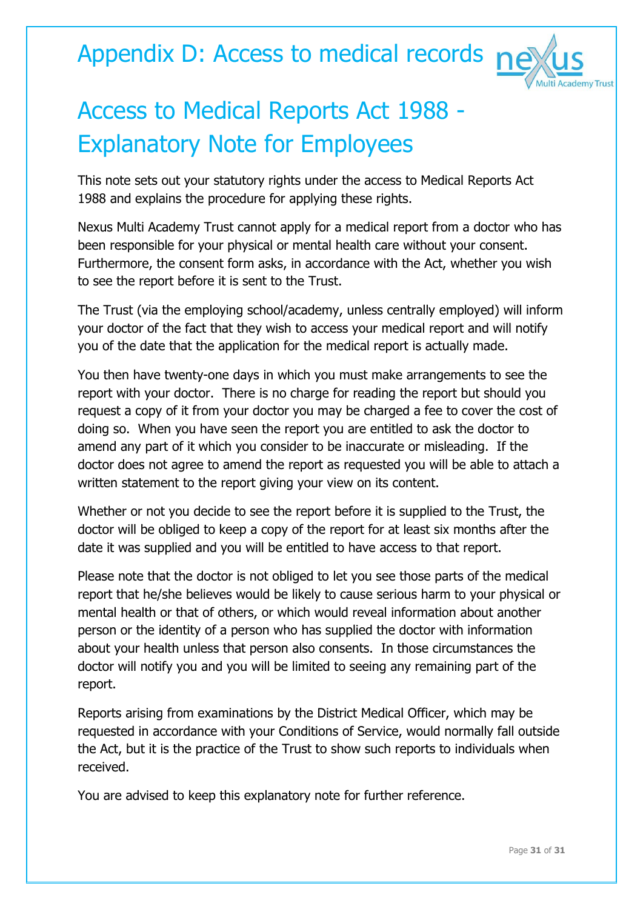# Appendix D: Access to medical records

# Access to Medical Reports Act 1988 - Explanatory Note for Employees

This note sets out your statutory rights under the access to Medical Reports Act 1988 and explains the procedure for applying these rights.

Nexus Multi Academy Trust cannot apply for a medical report from a doctor who has been responsible for your physical or mental health care without your consent. Furthermore, the consent form asks, in accordance with the Act, whether you wish to see the report before it is sent to the Trust.

The Trust (via the employing school/academy, unless centrally employed) will inform your doctor of the fact that they wish to access your medical report and will notify you of the date that the application for the medical report is actually made.

You then have twenty-one days in which you must make arrangements to see the report with your doctor. There is no charge for reading the report but should you request a copy of it from your doctor you may be charged a fee to cover the cost of doing so. When you have seen the report you are entitled to ask the doctor to amend any part of it which you consider to be inaccurate or misleading. If the doctor does not agree to amend the report as requested you will be able to attach a written statement to the report giving your view on its content.

Whether or not you decide to see the report before it is supplied to the Trust, the doctor will be obliged to keep a copy of the report for at least six months after the date it was supplied and you will be entitled to have access to that report.

Please note that the doctor is not obliged to let you see those parts of the medical report that he/she believes would be likely to cause serious harm to your physical or mental health or that of others, or which would reveal information about another person or the identity of a person who has supplied the doctor with information about your health unless that person also consents. In those circumstances the doctor will notify you and you will be limited to seeing any remaining part of the report.

Reports arising from examinations by the District Medical Officer, which may be requested in accordance with your Conditions of Service, would normally fall outside the Act, but it is the practice of the Trust to show such reports to individuals when received.

You are advised to keep this explanatory note for further reference.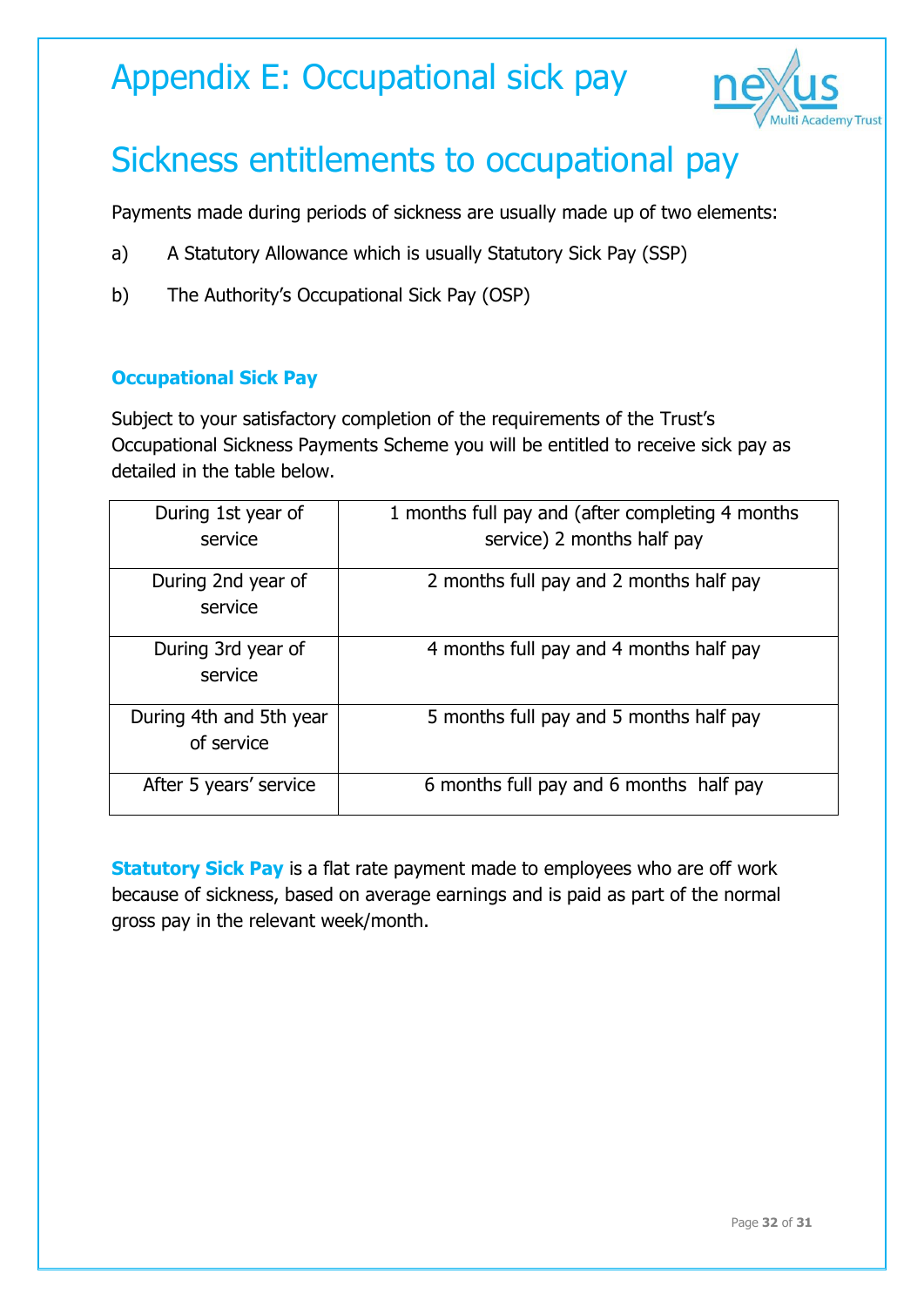# Appendix E: Occupational sick pay

## Sickness entitlements to occupational pay

Payments made during periods of sickness are usually made up of two elements:

a) A Statutory Allowance which is usually Statutory Sick Pay (SSP)

b) The Authority's Occupational Sick Pay (OSP)

### Occupational Sick Pay

Subject to your satisfactory completion of the requirements of the Trust's Occupational Sickness Payments Scheme you will be entitled to receive sick pay as detailed in the table below.

| | |
|---|---|
| During 1st year of service | 1 months full pay and (after completing 4 months service) 2 months half pay |
| During 2nd year of service | 2 months full pay and 2 months half pay |
| During 3rd year of service | 4 months full pay and 4 months half pay |
| During 4th and 5th year of service | 5 months full pay and 5 months half pay |
| After 5 years' service | 6 months full pay and 6 months half pay |

**Statutory Sick Pay** is a flat rate payment made to employees who are off work because of sickness, based on average earnings and is paid as part of the normal gross pay in the relevant week/month.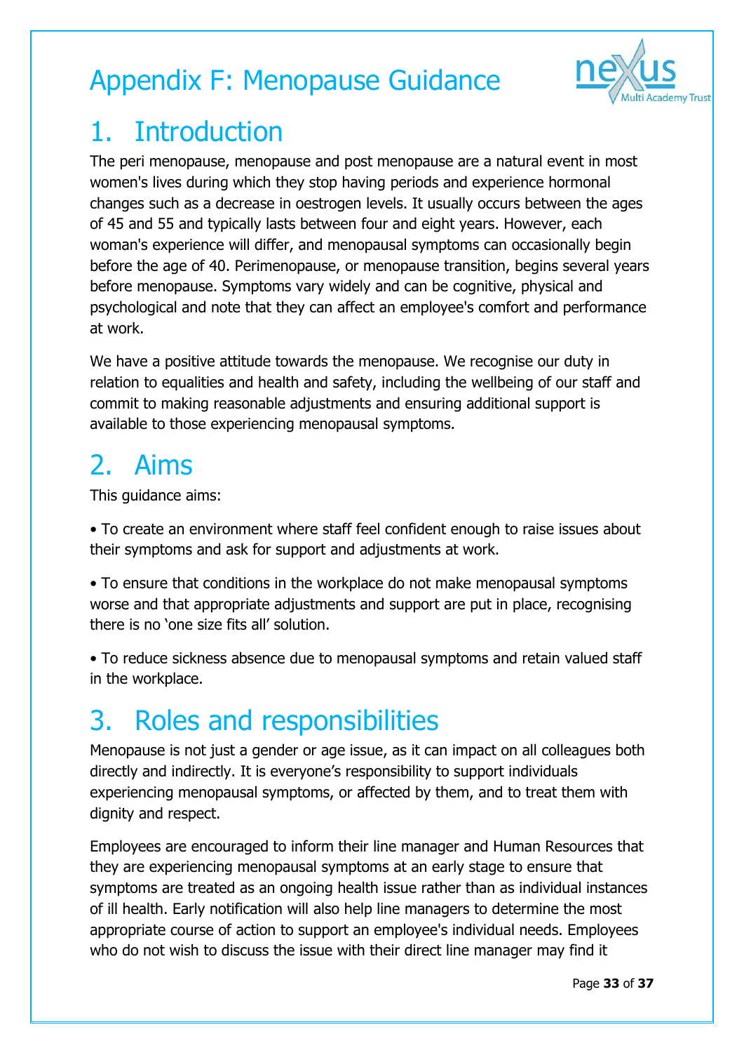# Appendix F: Menopause Guidance

## 1. Introduction

The peri menopause, menopause and post menopause are a natural event in most women's lives during which they stop having periods and experience hormonal changes such as a decrease in oestrogen levels. It usually occurs between the ages of 45 and 55 and typically lasts between four and eight years. However, each woman's experience will differ, and menopausal symptoms can occasionally begin before the age of 40. Perimenopause, or menopause transition, begins several years before menopause. Symptoms vary widely and can be cognitive, physical and psychological and note that they can affect an employee's comfort and performance at work.

We have a positive attitude towards the menopause. We recognise our duty in relation to equalities and health and safety, including the wellbeing of our staff and commit to making reasonable adjustments and ensuring additional support is available to those experiencing menopausal symptoms.

## 2. Aims

This guidance aims:

- To create an environment where staff feel confident enough to raise issues about their symptoms and ask for support and adjustments at work.
- To ensure that conditions in the workplace do not make menopausal symptoms worse and that appropriate adjustments and support are put in place, recognising there is no 'one size fits all' solution.
- To reduce sickness absence due to menopausal symptoms and retain valued staff in the workplace.

## 3. Roles and responsibilities

Menopause is not just a gender or age issue, as it can impact on all colleagues both directly and indirectly. It is everyone's responsibility to support individuals experiencing menopausal symptoms, or affected by them, and to treat them with dignity and respect.

Employees are encouraged to inform their line manager and Human Resources that they are experiencing menopausal symptoms at an early stage to ensure that symptoms are treated as an ongoing health issue rather than as individual instances of ill health. Early notification will also help line managers to determine the most appropriate course of action to support an employee's individual needs. Employees who do not wish to discuss the issue with their direct line manager may find it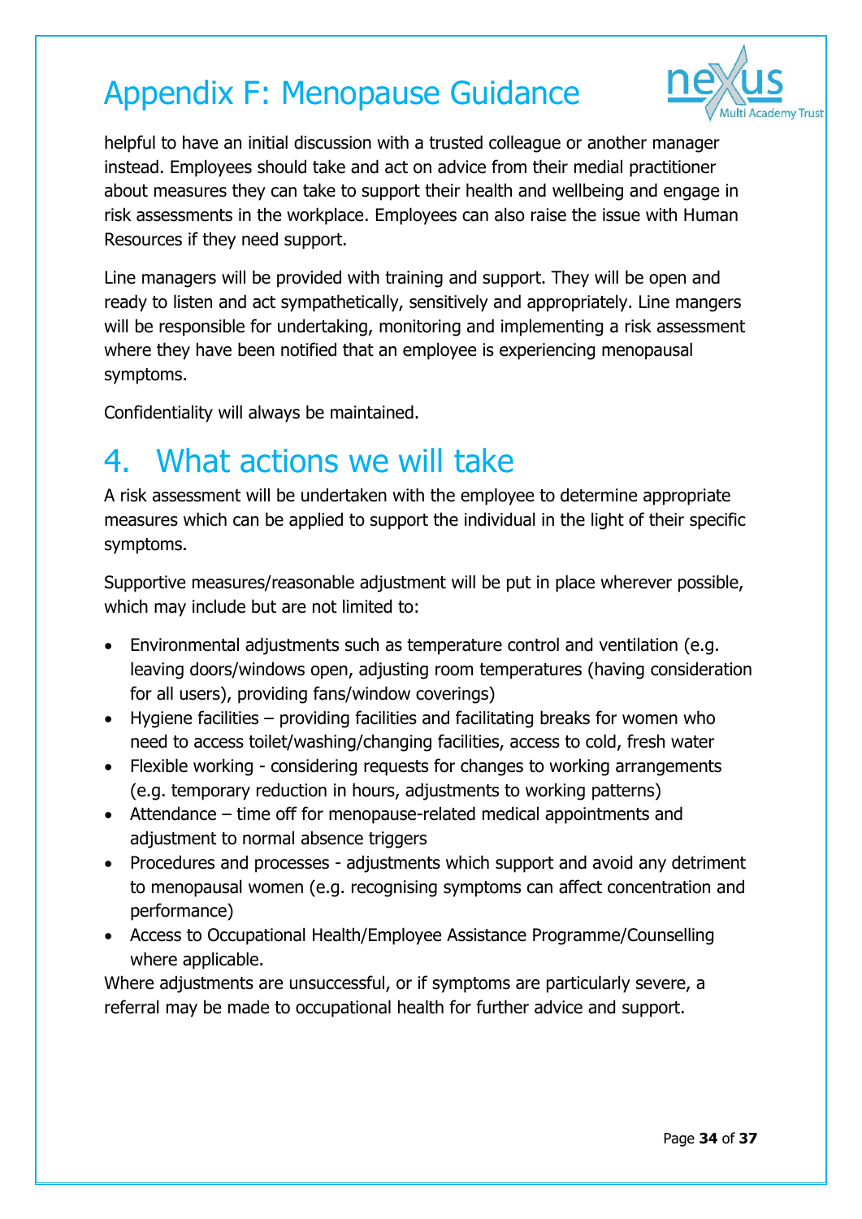helpful to have an initial discussion with a trusted colleague or another manager instead. Employees should take and act on advice from their medial practitioner about measures they can take to support their health and wellbeing and engage in risk assessments in the workplace. Employees can also raise the issue with Human Resources if they need support.

Line managers will be provided with training and support. They will be open and ready to listen and act sympathetically, sensitively and appropriately. Line mangers will be responsible for undertaking, monitoring and implementing a risk assessment where they have been notified that an employee is experiencing menopausal symptoms.

Confidentiality will always be maintained.

# 4. What actions we will take

A risk assessment will be undertaken with the employee to determine appropriate measures which can be applied to support the individual in the light of their specific symptoms.

Supportive measures/reasonable adjustment will be put in place wherever possible, which may include but are not limited to:

- Environmental adjustments such as temperature control and ventilation (e.g. leaving doors/windows open, adjusting room temperatures (having consideration for all users), providing fans/window coverings)
- Hygiene facilities – providing facilities and facilitating breaks for women who need to access toilet/washing/changing facilities, access to cold, fresh water
- Flexible working - considering requests for changes to working arrangements (e.g. temporary reduction in hours, adjustments to working patterns)
- Attendance – time off for menopause-related medical appointments and adjustment to normal absence triggers
- Procedures and processes - adjustments which support and avoid any detriment to menopausal women (e.g. recognising symptoms can affect concentration and performance)
- Access to Occupational Health/Employee Assistance Programme/Counselling where applicable.

Where adjustments are unsuccessful, or if symptoms are particularly severe, a referral may be made to occupational health for further advice and support.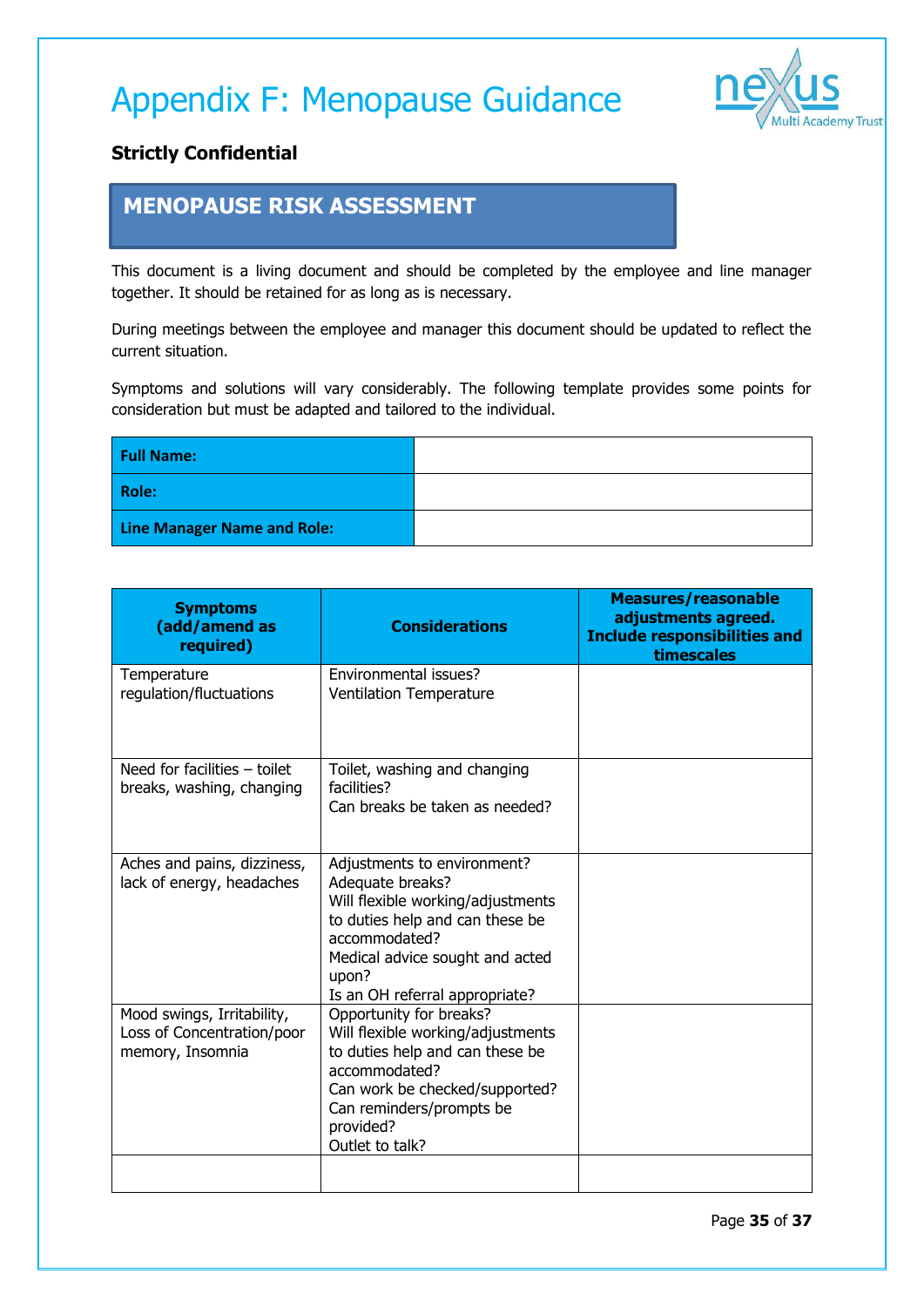# Appendix F: Menopause Guidance

**Strictly Confidential**

## MENOPAUSE RISK ASSESSMENT

This document is a living document and should be completed by the employee and line manager together. It should be retained for as long as is necessary.

During meetings between the employee and manager this document should be updated to reflect the current situation.

Symptoms and solutions will vary considerably. The following template provides some points for consideration but must be adapted and tailored to the individual.

| **Full Name:** | |
|---|---|
| **Role:** | |
| **Line Manager Name and Role:** | |

| **Symptoms (add/amend as required)** | **Considerations** | **Measures/reasonable adjustments agreed. Include responsibilities and timescales** |
|---|---|---|
| Temperature regulation/fluctuations | Environmental issues?<br>Ventilation Temperature | |
| Need for facilities – toilet breaks, washing, changing | Toilet, washing and changing facilities?<br>Can breaks be taken as needed? | |
| Aches and pains, dizziness, lack of energy, headaches | Adjustments to environment?<br>Adequate breaks?<br>Will flexible working/adjustments to duties help and can these be accommodated?<br>Medical advice sought and acted upon?<br>Is an OH referral appropriate? | |
| Mood swings, Irritability, Loss of Concentration/poor memory, Insomnia | Opportunity for breaks?<br>Will flexible working/adjustments to duties help and can these be accommodated?<br>Can work be checked/supported?<br>Can reminders/prompts be provided?<br>Outlet to talk? | |
| | | |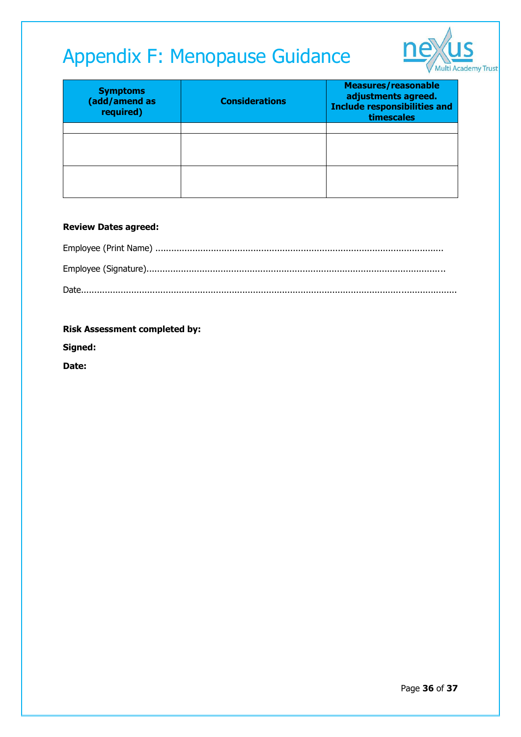# Appendix F: Menopause Guidance

| Symptoms (add/amend as required) | Considerations | Measures/reasonable adjustments agreed. Include responsibilities and timescales |
| --- | --- | --- |
| | | |
| | | |
| | | |

**Review Dates agreed:**

Employee (Print Name) ..........................................................................................................

Employee (Signature).............................................................................................................

Date.........................................................................................................................................

**Risk Assessment completed by:**

**Signed:**

**Date:**